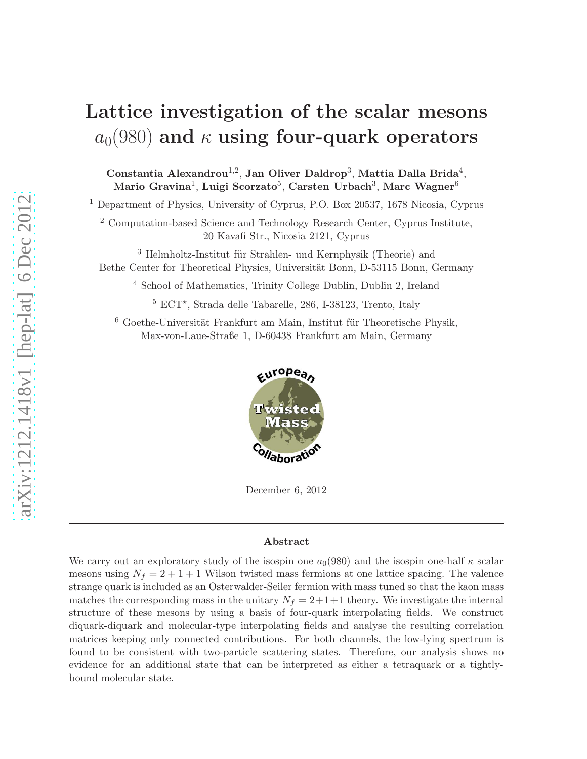# Lattice investigation of the scalar mesons $a_0(980)$ and $\kappa$ using four-quark operators

**Constantia Alexandrou**[1,2], **Jan Oliver Daldrop**[3], **Mattia Dalla Brida**[4], **Mario Gravina**[1], **Luigi Scorzato**[5], **Carsten Urbach**[3], **Marc Wagner**[6]

[1] Department of Physics, University of Cyprus, P.O. Box 20537, 1678 Nicosia, Cyprus

[2] Computation-based Science and Technology Research Center, Cyprus Institute, 20 Kavafi Str., Nicosia 2121, Cyprus

[3] Helmholtz-Institut für Strahlen- und Kernphysik (Theorie) and Bethe Center for Theoretical Physics, Universität Bonn, D-53115 Bonn, Germany

[4] School of Mathematics, Trinity College Dublin, Dublin 2, Ireland

[5] ECT*, Strada delle Tabarelle, 286, I-38123, Trento, Italy

[6] Goethe-Universität Frankfurt am Main, Institut für Theoretische Physik, Max-von-Laue-Straße 1, D-60438 Frankfurt am Main, Germany

European Twisted Mass Collaboration

December 6, 2012

## Abstract

We carry out an exploratory study of the isospin one $a_0(980)$ and the isospin one-half $\kappa$ scalar mesons using $N_f = 2+1+1$ Wilson twisted mass fermions at one lattice spacing. The valence strange quark is included as an Osterwalder-Seiler fermion with mass tuned so that the kaon mass matches the corresponding mass in the unitary $N_f = 2+1+1$ theory. We investigate the internal structure of these mesons by using a basis of four-quark interpolating fields. We construct diquark-diquark and molecular-type interpolating fields and analyse the resulting correlation matrices keeping only connected contributions. For both channels, the low-lying spectrum is found to be consistent with two-particle scattering states. Therefore, our analysis shows no evidence for an additional state that can be interpreted as either a tetraquark or a tightly-bound molecular state.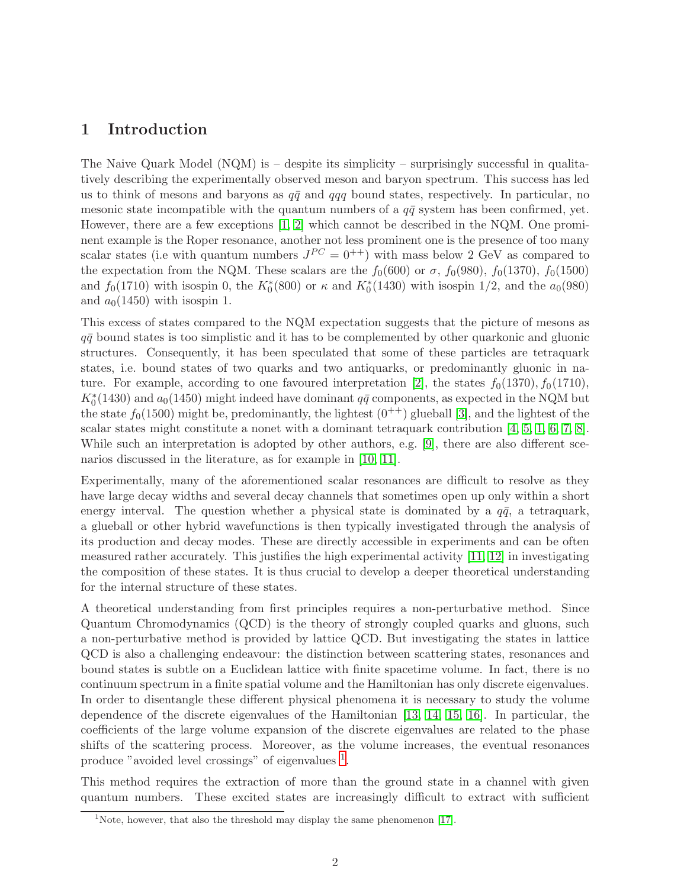# 1 Introduction

The Naive Quark Model (NQM) is – despite its simplicity – surprisingly successful in qualitatively describing the experimentally observed meson and baryon spectrum. This success has led us to think of mesons and baryons as $q\bar{q}$ and $qqq$ bound states, respectively. In particular, no mesonic state incompatible with the quantum numbers of a $q\bar{q}$ system has been confirmed, yet. However, there are a few exceptions [1, 2] which cannot be described in the NQM. One prominent example is the Roper resonance, another not less prominent one is the presence of too many scalar states (i.e with quantum numbers $J^{PC} = 0^{++}$) with mass below 2 GeV as compared to the expectation from the NQM. These scalars are the $f_0(600)$ or $\sigma$, $f_0(980)$, $f_0(1370)$, $f_0(1500)$ and $f_0(1710)$ with isospin 0, the $K_0^*(800)$ or $\kappa$ and $K_0^*(1430)$ with isospin 1/2, and the $a_0(980)$ and $a_0(1450)$ with isospin 1.

This excess of states compared to the NQM expectation suggests that the picture of mesons as $q\bar{q}$ bound states is too simplistic and it has to be complemented by other quarkonic and gluonic structures. Consequently, it has been speculated that some of these particles are tetraquark states, i.e. bound states of two quarks and two antiquarks, or predominantly gluonic in nature. For example, according to one favoured interpretation [2], the states $f_0(1370)$, $f_0(1710)$, $K_0^*(1430)$ and $a_0(1450)$ might indeed have dominant $q\bar{q}$ components, as expected in the NQM but the state $f_0(1500)$ might be, predominantly, the lightest $(0^{++})$ glueball [3], and the lightest of the scalar states might constitute a nonet with a dominant tetraquark contribution [4, 5, 1, 6, 7, 8]. While such an interpretation is adopted by other authors, e.g. [9], there are also different scenarios discussed in the literature, as for example in [10, 11].

Experimentally, many of the aforementioned scalar resonances are difficult to resolve as they have large decay widths and several decay channels that sometimes open up only within a short energy interval. The question whether a physical state is dominated by a $q\bar{q}$, a tetraquark, a glueball or other hybrid wavefunctions is then typically investigated through the analysis of its production and decay modes. These are directly accessible in experiments and can be often measured rather accurately. This justifies the high experimental activity [11, 12] in investigating the composition of these states. It is thus crucial to develop a deeper theoretical understanding for the internal structure of these states.

A theoretical understanding from first principles requires a non-perturbative method. Since Quantum Chromodynamics (QCD) is the theory of strongly coupled quarks and gluons, such a non-perturbative method is provided by lattice QCD. But investigating the states in lattice QCD is also a challenging endeavour: the distinction between scattering states, resonances and bound states is subtle on a Euclidean lattice with finite spacetime volume. In fact, there is no continuum spectrum in a finite spatial volume and the Hamiltonian has only discrete eigenvalues. In order to disentangle these different physical phenomena it is necessary to study the volume dependence of the discrete eigenvalues of the Hamiltonian [13, 14, 15, 16]. In particular, the coefficients of the large volume expansion of the discrete eigenvalues are related to the phase shifts of the scattering process. Moreover, as the volume increases, the eventual resonances produce "avoided level crossings" of eigenvalues [1].

This method requires the extraction of more than the ground state in a channel with given quantum numbers. These excited states are increasingly difficult to extract with sufficient

[1] Note, however, that also the threshold may display the same phenomenon [17].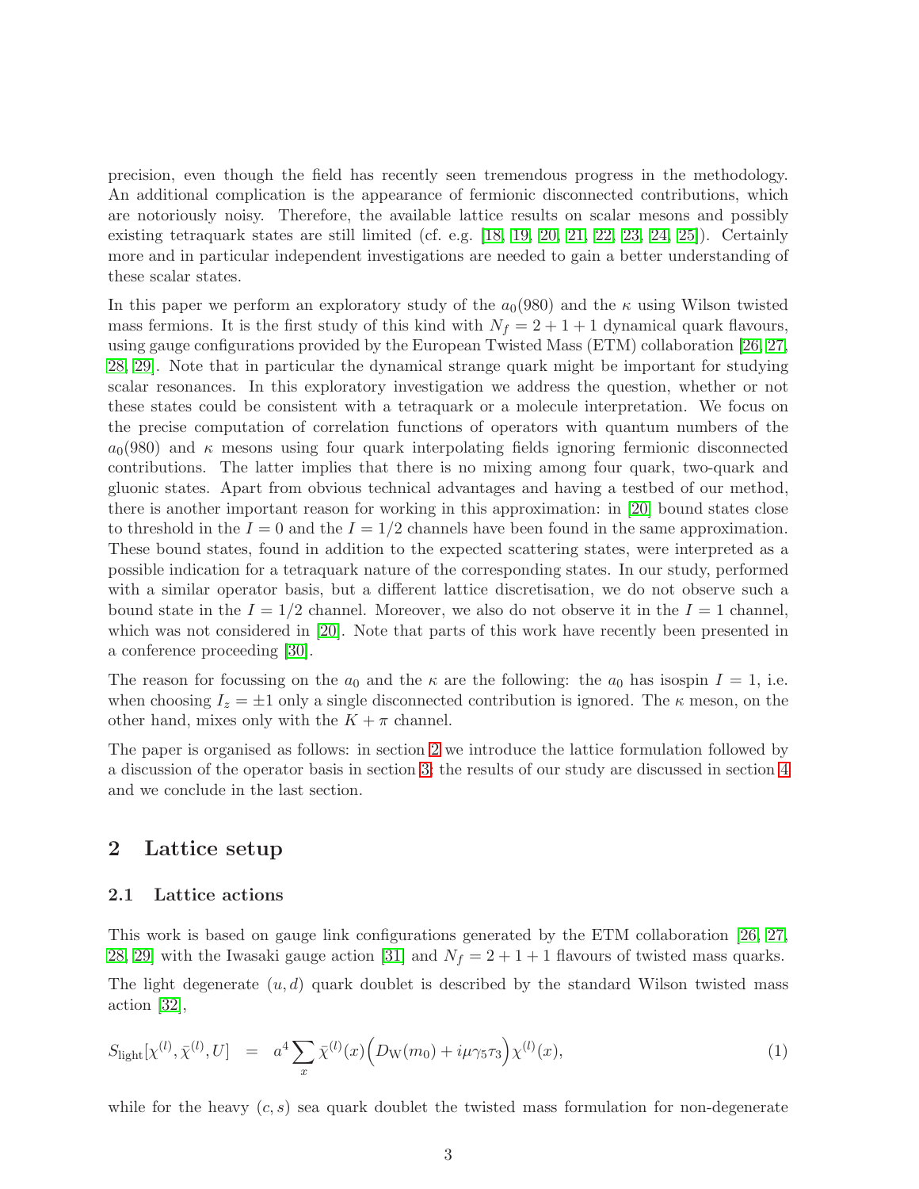precision, even though the field has recently seen tremendous progress in the methodology. An additional complication is the appearance of fermionic disconnected contributions, which are notoriously noisy. Therefore, the available lattice results on scalar mesons and possibly existing tetraquark states are still limited (cf. e.g. [18, 19, 20, 21, 22, 23, 24, 25]). Certainly more and in particular independent investigations are needed to gain a better understanding of these scalar states.

In this paper we perform an exploratory study of the $a_0(980)$ and the $\kappa$ using Wilson twisted mass fermions. It is the first study of this kind with $N_f = 2+1+1$ dynamical quark flavours, using gauge configurations provided by the European Twisted Mass (ETM) collaboration [26, 27, 28, 29]. Note that in particular the dynamical strange quark might be important for studying scalar resonances. In this exploratory investigation we address the question, whether or not these states could be consistent with a tetraquark or a molecule interpretation. We focus on the precise computation of correlation functions of operators with quantum numbers of the $a_0(980)$ and $\kappa$ mesons using four quark interpolating fields ignoring fermionic disconnected contributions. The latter implies that there is no mixing among four quark, two-quark and gluonic states. Apart from obvious technical advantages and having a testbed of our method, there is another important reason for working in this approximation: in [20] bound states close to threshold in the $I = 0$ and the $I = 1/2$ channels have been found in the same approximation. These bound states, found in addition to the expected scattering states, were interpreted as a possible indication for a tetraquark nature of the corresponding states. In our study, performed with a similar operator basis, but a different lattice discretisation, we do not observe such a bound state in the $I = 1/2$ channel. Moreover, we also do not observe it in the $I = 1$ channel, which was not considered in [20]. Note that parts of this work have recently been presented in a conference proceeding [30].

The reason for focussing on the $a_0$ and the $\kappa$ are the following: the $a_0$ has isospin $I = 1$, i.e. when choosing $I_z = \pm 1$ only a single disconnected contribution is ignored. The $\kappa$ meson, on the other hand, mixes only with the $K + \pi$ channel.

The paper is organised as follows: in section 2 we introduce the lattice formulation followed by a discussion of the operator basis in section 3; the results of our study are discussed in section 4 and we conclude in the last section.

## 2 Lattice setup

### 2.1 Lattice actions

This work is based on gauge link configurations generated by the ETM collaboration [26, 27, 28, 29] with the Iwasaki gauge action [31] and $N_f = 2+1+1$ flavours of twisted mass quarks.

The light degenerate $(u,d)$ quark doublet is described by the standard Wilson twisted mass action [32],

$$S_{\text{light}}[\chi^{(l)}, \bar{\chi}^{(l)}, U] \quad = \quad a^4 \sum_x \bar{\chi}^{(l)}(x) \Big( D_{\text{W}}(m_0) + i\mu\gamma_5\tau_3 \Big) \chi^{(l)}(x), \tag{1}$$

while for the heavy $(c,s)$ sea quark doublet the twisted mass formulation for non-degenerate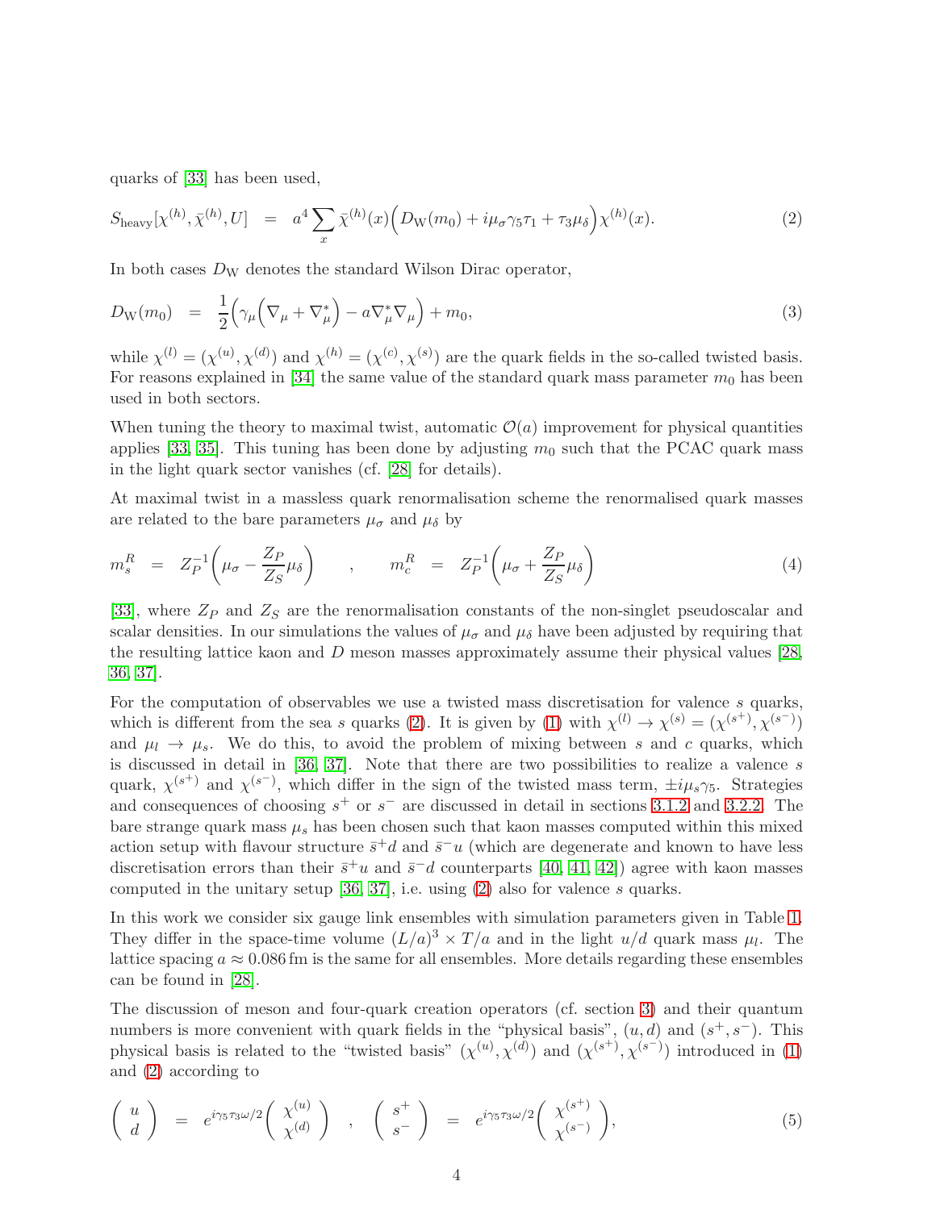quarks of [33] has been used,

$$S_{\mathrm{heavy}}[\chi^{(h)}, \bar{\chi}^{(h)}, U] \;\; = \;\; a^4 \sum_x \bar{\chi}^{(h)}(x) \Big( D_{\mathrm{W}}(m_0) + i\mu_\sigma \gamma_5 \tau_1 + \tau_3 \mu_\delta \Big) \chi^{(h)}(x). \tag{2}$$

In both cases $D_{\mathrm{W}}$ denotes the standard Wilson Dirac operator,

$$D_{\mathrm{W}}(m_0) \;\; = \;\; \frac{1}{2} \Big( \gamma_\mu \Big( \nabla_\mu + \nabla^*_\mu \Big) - a \nabla^*_\mu \nabla_\mu \Big) + m_0, \tag{3}$$

while $\chi^{(l)} = (\chi^{(u)}, \chi^{(d)})$ and $\chi^{(h)} = (\chi^{(c)}, \chi^{(s)})$ are the quark fields in the so-called twisted basis. For reasons explained in [34] the same value of the standard quark mass parameter $m_0$ has been used in both sectors.

When tuning the theory to maximal twist, automatic $\mathcal{O}(a)$ improvement for physical quantities applies [33, 35]. This tuning has been done by adjusting $m_0$ such that the PCAC quark mass in the light quark sector vanishes (cf. [28] for details).

At maximal twist in a massless quark renormalisation scheme the renormalised quark masses are related to the bare parameters $\mu_\sigma$ and $\mu_\delta$ by

$$m_s^R \;\; = \;\; Z_P^{-1} \Big( \mu_\sigma - \frac{Z_P}{Z_S} \mu_\delta \Big) \qquad , \qquad m_c^R \;\; = \;\; Z_P^{-1} \Big( \mu_\sigma + \frac{Z_P}{Z_S} \mu_\delta \Big) \tag{4}$$

[33], where $Z_P$ and $Z_S$ are the renormalisation constants of the non-singlet pseudoscalar and scalar densities. In our simulations the values of $\mu_\sigma$ and $\mu_\delta$ have been adjusted by requiring that the resulting lattice kaon and $D$ meson masses approximately assume their physical values [28, 36, 37].

For the computation of observables we use a twisted mass discretisation for valence $s$ quarks, which is different from the sea $s$ quarks (2). It is given by (1) with $\chi^{(l)} \rightarrow \chi^{(s)} = (\chi^{(s^+)}, \chi^{(s^-)})$ and $\mu_l \rightarrow \mu_s$. We do this, to avoid the problem of mixing between $s$ and $c$ quarks, which is discussed in detail in [36, 37]. Note that there are two possibilities to realize a valence $s$ quark, $\chi^{(s^+)}$ and $\chi^{(s^-)}$, which differ in the sign of the twisted mass term, $\pm i\mu_s\gamma_5$. Strategies and consequences of choosing $s^+$ or $s^-$ are discussed in detail in sections 3.1.2 and 3.2.2. The bare strange quark mass $\mu_s$ has been chosen such that kaon masses computed within this mixed action setup with flavour structure $\bar{s}^+ d$ and $\bar{s}^- u$ (which are degenerate and known to have less discretisation errors than their $\bar{s}^+ u$ and $\bar{s}^- d$ counterparts [40, 41, 42]) agree with kaon masses computed in the unitary setup [36, 37], i.e. using (2) also for valence $s$ quarks.

In this work we consider six gauge link ensembles with simulation parameters given in Table 1. They differ in the space-time volume $(L/a)^3 \times T/a$ and in the light $u/d$ quark mass $\mu_l$. The lattice spacing $a \approx 0.086\,\mathrm{fm}$ is the same for all ensembles. More details regarding these ensembles can be found in [28].

The discussion of meson and four-quark creation operators (cf. section 3) and their quantum numbers is more convenient with quark fields in the "physical basis", $(u, d)$ and $(s^+, s^-)$. This physical basis is related to the "twisted basis" $(\chi^{(u)}, \chi^{(d)})$ and $(\chi^{(s^+)}, \chi^{(s^-)})$ introduced in (1) and (2) according to

$$\left( \begin{array}{c} u \\ d \end{array} \right) \;\; = \;\; e^{i\gamma_5 \tau_3 \omega/2} \left( \begin{array}{c} \chi^{(u)} \\ \chi^{(d)} \end{array} \right) \quad , \quad \left( \begin{array}{c} s^+ \\ s^- \end{array} \right) \;\; = \;\; e^{i\gamma_5 \tau_3 \omega/2} \left( \begin{array}{c} \chi^{(s^+)} \\ \chi^{(s^-)} \end{array} \right), \tag{5}$$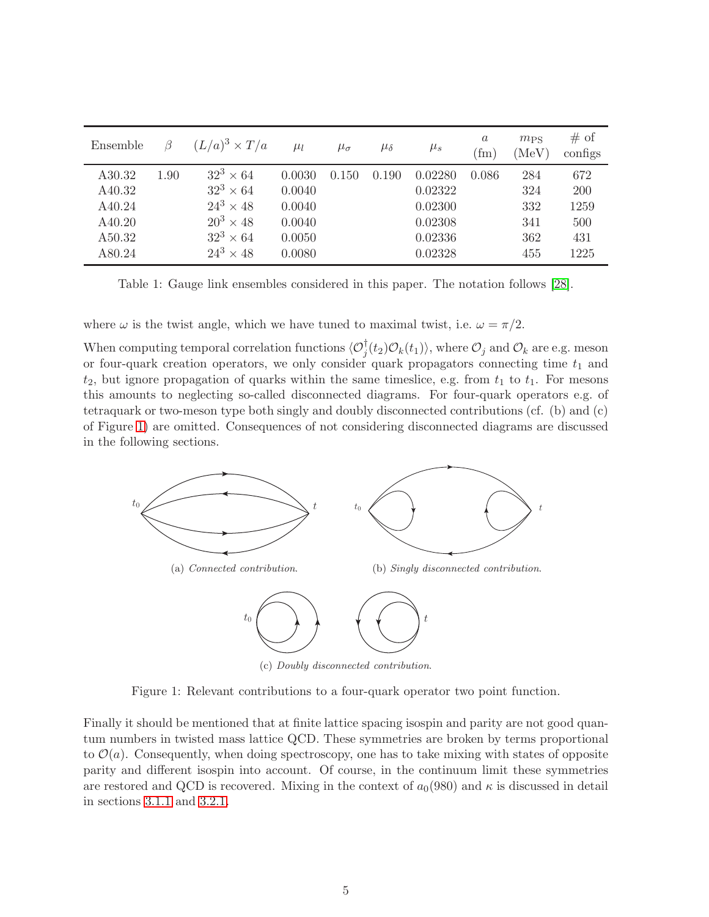| Ensemble | $\beta$ | $(L/a)^3 \times T/a$ | $\mu_l$ | $\mu_\sigma$ | $\mu_\delta$ | $\mu_s$ | $a$ (fm) | $m_{\rm PS}$ (MeV) | # of configs |
|---|---|---|---|---|---|---|---|---|---|
| A30.32 | 1.90 | $32^3 \times 64$ | 0.0030 | 0.150 | 0.190 | 0.02280 | 0.086 | 284 | 672 |
| A40.32 | | $32^3 \times 64$ | 0.0040 | | | 0.02322 | | 324 | 200 |
| A40.24 | | $24^3 \times 48$ | 0.0040 | | | 0.02300 | | 332 | 1259 |
| A40.20 | | $20^3 \times 48$ | 0.0040 | | | 0.02308 | | 341 | 500 |
| A50.32 | | $32^3 \times 64$ | 0.0050 | | | 0.02336 | | 362 | 431 |
| A80.24 | | $24^3 \times 48$ | 0.0080 | | | 0.02328 | | 455 | 1225 |

Table 1: Gauge link ensembles considered in this paper. The notation follows [28].

where $\omega$ is the twist angle, which we have tuned to maximal twist, i.e. $\omega = \pi/2$.

When computing temporal correlation functions $\langle \mathcal{O}_j^\dagger(t_2)\mathcal{O}_k(t_1)\rangle$, where $\mathcal{O}_j$ and $\mathcal{O}_k$ are e.g. meson or four-quark creation operators, we only consider quark propagators connecting time $t_1$ and $t_2$, but ignore propagation of quarks within the same timeslice, e.g. from $t_1$ to $t_1$. For mesons this amounts to neglecting so-called disconnected diagrams. For four-quark operators e.g. of tetraquark or two-meson type both singly and doubly disconnected contributions (cf. (b) and (c) of Figure 1) are omitted. Consequences of not considering disconnected diagrams are discussed in the following sections.

(a) *Connected contribution.*

(b) *Singly disconnected contribution.*

(c) *Doubly disconnected contribution.*

Figure 1: Relevant contributions to a four-quark operator two point function.

Finally it should be mentioned that at finite lattice spacing isospin and parity are not good quantum numbers in twisted mass lattice QCD. These symmetries are broken by terms proportional to $\mathcal{O}(a)$. Consequently, when doing spectroscopy, one has to take mixing with states of opposite parity and different isospin into account. Of course, in the continuum limit these symmetries are restored and QCD is recovered. Mixing in the context of $a_0(980)$ and $\kappa$ is discussed in detail in sections 3.1.1 and 3.2.1.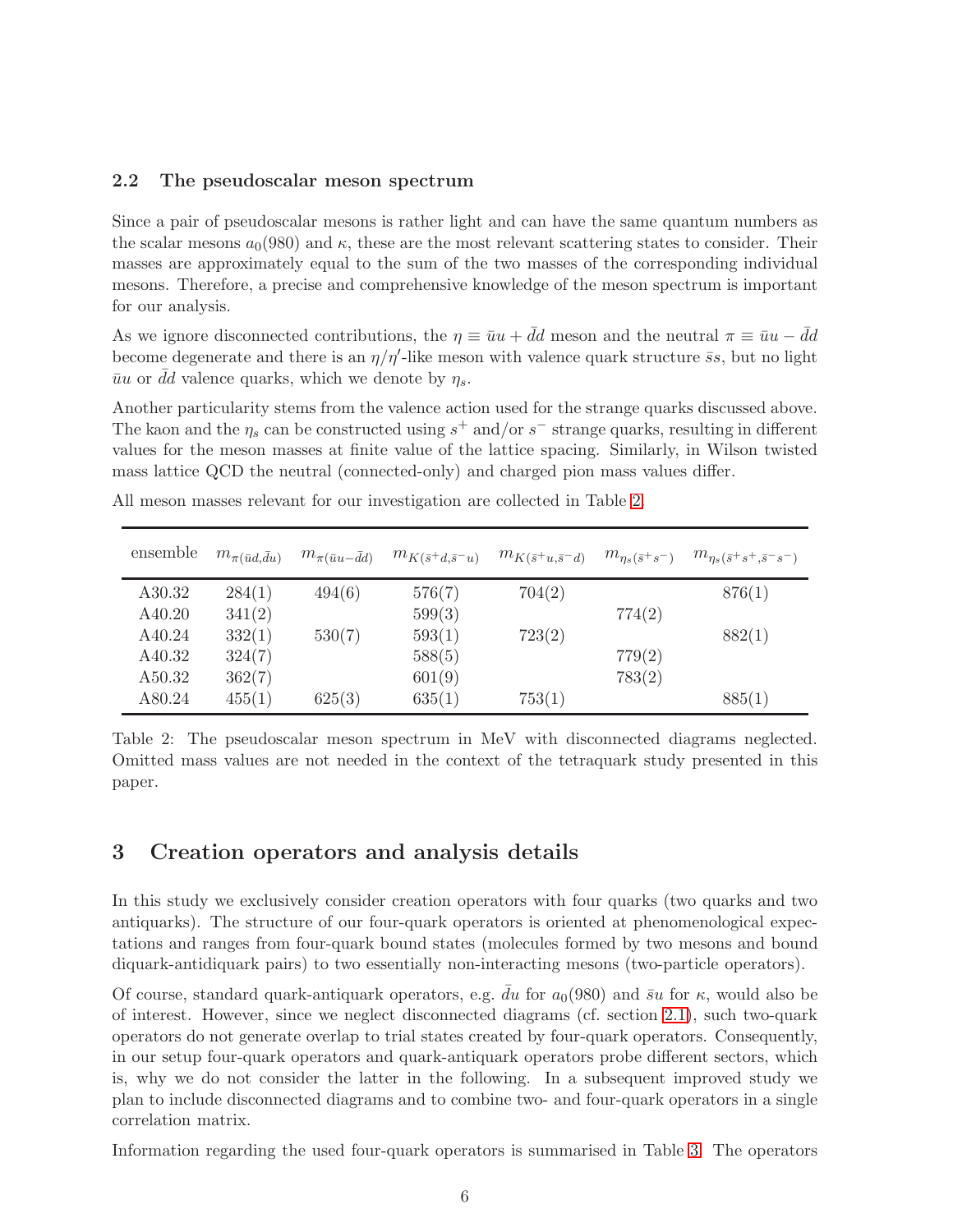### 2.2 The pseudoscalar meson spectrum

Since a pair of pseudoscalar mesons is rather light and can have the same quantum numbers as the scalar mesons $a_0(980)$ and $\kappa$, these are the most relevant scattering states to consider. Their masses are approximately equal to the sum of the two masses of the corresponding individual mesons. Therefore, a precise and comprehensive knowledge of the meson spectrum is important for our analysis.

As we ignore disconnected contributions, the $\eta \equiv \bar{u}u + \bar{d}d$ meson and the neutral $\pi \equiv \bar{u}u - \bar{d}d$ become degenerate and there is an $\eta/\eta'$-like meson with valence quark structure $\bar{s}s$, but no light $\bar{u}u$ or $\bar{d}d$ valence quarks, which we denote by $\eta_s$.

Another particularity stems from the valence action used for the strange quarks discussed above. The kaon and the $\eta_s$ can be constructed using $s^+$ and/or $s^-$ strange quarks, resulting in different values for the meson masses at finite value of the lattice spacing. Similarly, in Wilson twisted mass lattice QCD the neutral (connected-only) and charged pion mass values differ.

All meson masses relevant for our investigation are collected in Table 2.

| ensemble | $m_{\pi(\bar{u}d,\bar{d}u)}$ | $m_{\pi(\bar{u}u-\bar{d}d)}$ | $m_{K(\bar{s}^+d,\bar{s}^-u)}$ | $m_{K(\bar{s}^+u,\bar{s}^-d)}$ | $m_{\eta_s(\bar{s}^+s^-)}$ | $m_{\eta_s(\bar{s}^+s^+,\bar{s}^-s^-)}$ |
|---|---|---|---|---|---|---|
| A30.32 | 284(1) | 494(6) | 576(7) | 704(2) | | 876(1) |
| A40.20 | 341(2) | | 599(3) | | 774(2) | |
| A40.24 | 332(1) | 530(7) | 593(1) | 723(2) | | 882(1) |
| A40.32 | 324(7) | | 588(5) | | 779(2) | |
| A50.32 | 362(7) | | 601(9) | | 783(2) | |
| A80.24 | 455(1) | 625(3) | 635(1) | 753(1) | | 885(1) |

Table 2: The pseudoscalar meson spectrum in MeV with disconnected diagrams neglected. Omitted mass values are not needed in the context of the tetraquark study presented in this paper.

## 3 Creation operators and analysis details

In this study we exclusively consider creation operators with four quarks (two quarks and two antiquarks). The structure of our four-quark operators is oriented at phenomenological expectations and ranges from four-quark bound states (molecules formed by two mesons and bound diquark-antidiquark pairs) to two essentially non-interacting mesons (two-particle operators).

Of course, standard quark-antiquark operators, e.g. $\bar{d}u$ for $a_0(980)$ and $\bar{s}u$ for $\kappa$, would also be of interest. However, since we neglect disconnected diagrams (cf. section 2.1), such two-quark operators do not generate overlap to trial states created by four-quark operators. Consequently, in our setup four-quark operators and quark-antiquark operators probe different sectors, which is, why we do not consider the latter in the following. In a subsequent improved study we plan to include disconnected diagrams and to combine two- and four-quark operators in a single correlation matrix.

Information regarding the used four-quark operators is summarised in Table 3. The operators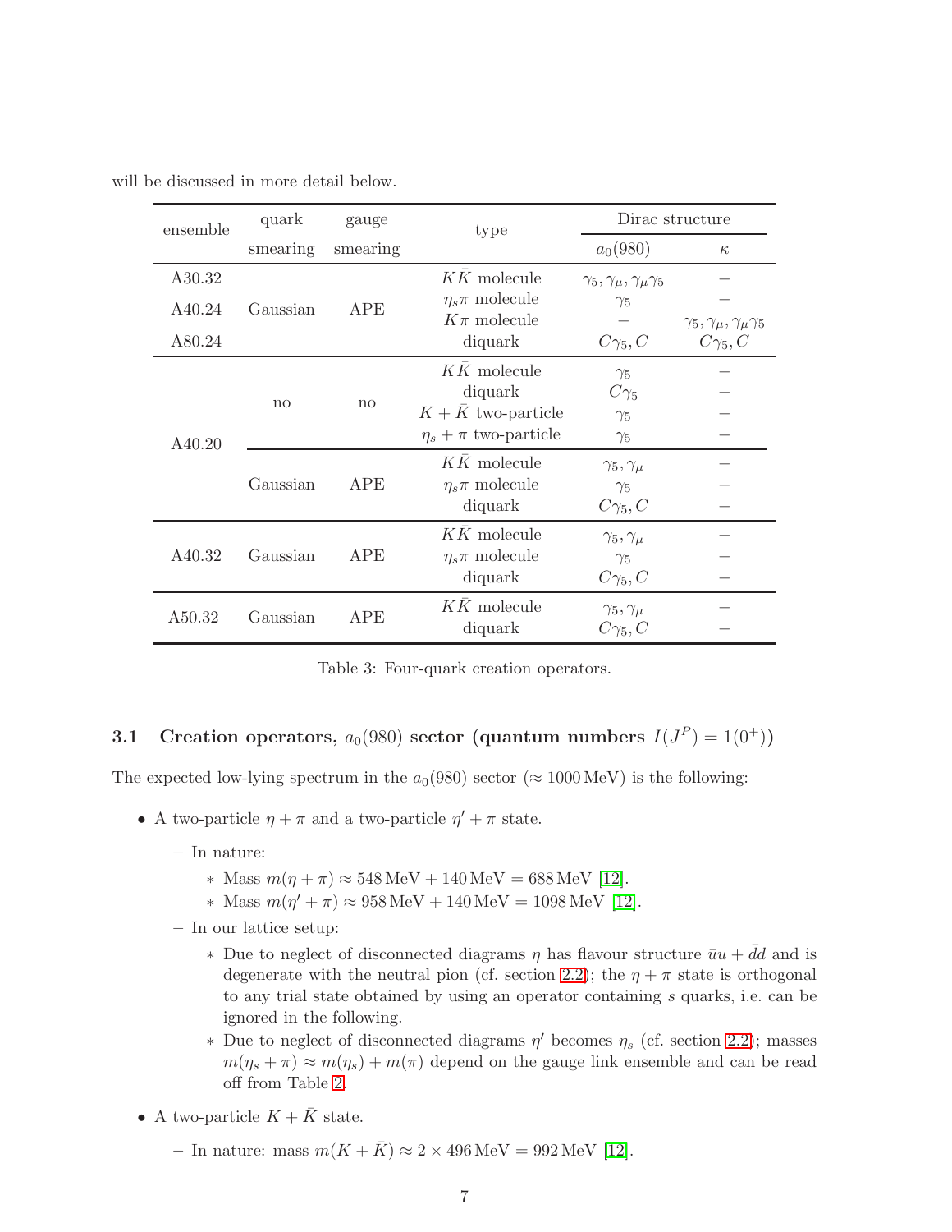will be discussed in more detail below.

| ensemble | quark smearing | gauge smearing | type | Dirac structure | |
|---|---|---|---|---|---|
| | | | | $a_0(980)$ | $\kappa$ |
| A30.32 | Gaussian | APE | $K\bar{K}$ molecule | $\gamma_5, \gamma_\mu, \gamma_\mu\gamma_5$ | – |
| A40.24 | | | $\eta_s\pi$ molecule | $\gamma_5$ | – |
| A80.24 | | | $K\pi$ molecule | – | $\gamma_5, \gamma_\mu, \gamma_\mu\gamma_5$ |
| | | | diquark | $C\gamma_5, C$ | $C\gamma_5, C$ |
| A40.20 | no | no | $K\bar{K}$ molecule | $\gamma_5$ | – |
| | | | diquark | $C\gamma_5$ | – |
| | | | $K + \bar{K}$ two-particle | $\gamma_5$ | – |
| | | | $\eta_s + \pi$ two-particle | $\gamma_5$ | – |
| | Gaussian | APE | $K\bar{K}$ molecule | $\gamma_5, \gamma_\mu$ | – |
| | | | $\eta_s\pi$ molecule | $\gamma_5$ | – |
| | | | diquark | $C\gamma_5, C$ | – |
| A40.32 | Gaussian | APE | $K\bar{K}$ molecule | $\gamma_5, \gamma_\mu$ | – |
| | | | $\eta_s\pi$ molecule | $\gamma_5$ | – |
| | | | diquark | $C\gamma_5, C$ | – |
| A50.32 | Gaussian | APE | $K\bar{K}$ molecule | $\gamma_5, \gamma_\mu$ | – |
| | | | diquark | $C\gamma_5, C$ | – |

Table 3: Four-quark creation operators.

### 3.1 Creation operators, $a_0(980)$ sector (quantum numbers $I(J^P) = 1(0^+)$)

The expected low-lying spectrum in the $a_0(980)$ sector ($\approx 1000\,\text{MeV}$) is the following:

- A two-particle $\eta + \pi$ and a two-particle $\eta' + \pi$ state.
  - In nature:
    - Mass $m(\eta + \pi) \approx 548\,\text{MeV} + 140\,\text{MeV} = 688\,\text{MeV}$ [12].
    - Mass $m(\eta' + \pi) \approx 958\,\text{MeV} + 140\,\text{MeV} = 1098\,\text{MeV}$ [12].
  - In our lattice setup:
    - Due to neglect of disconnected diagrams $\eta$ has flavour structure $\bar{u}u + \bar{d}d$ and is degenerate with the neutral pion (cf. section 2.2); the $\eta + \pi$ state is orthogonal to any trial state obtained by using an operator containing $s$ quarks, i.e. can be ignored in the following.
    - Due to neglect of disconnected diagrams $\eta'$ becomes $\eta_s$ (cf. section 2.2); masses $m(\eta_s + \pi) \approx m(\eta_s) + m(\pi)$ depend on the gauge link ensemble and can be read off from Table 2.
- A two-particle $K + \bar{K}$ state.
  - In nature: mass $m(K + \bar{K}) \approx 2 \times 496\,\text{MeV} = 992\,\text{MeV}$ [12].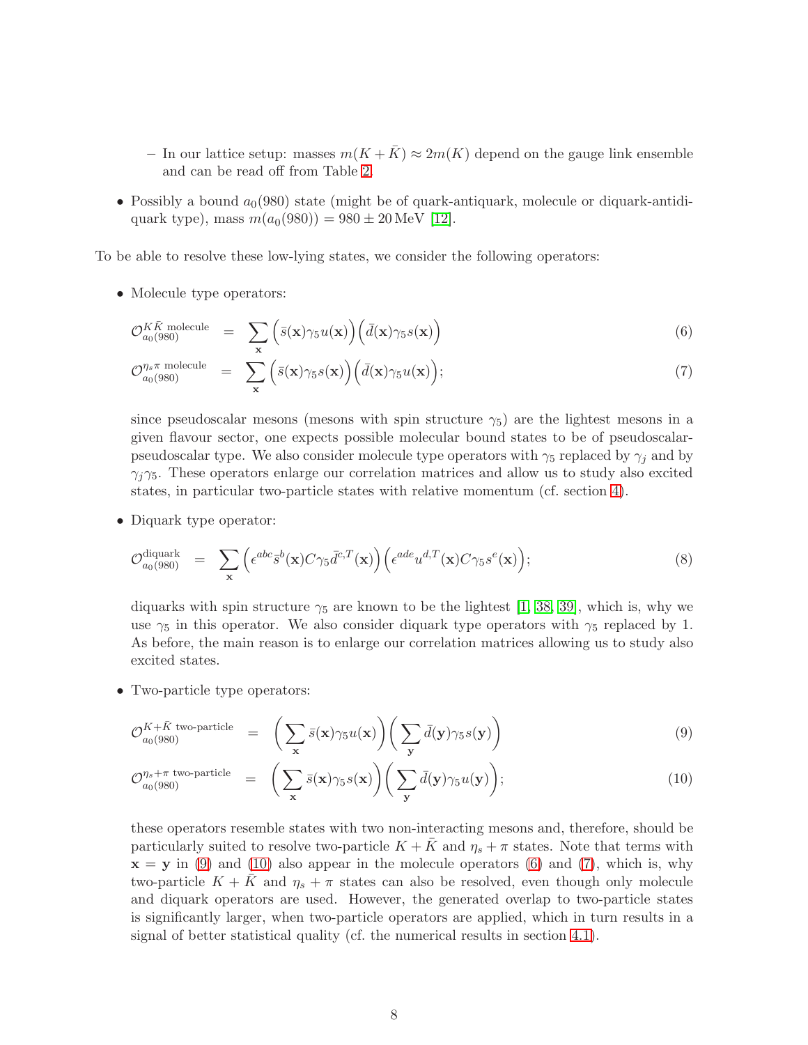- In our lattice setup: masses $m(K + \bar{K}) \approx 2m(K)$ depend on the gauge link ensemble and can be read off from Table 2.

- Possibly a bound $a_0(980)$ state (might be of quark-antiquark, molecule or diquark-antidiquark type), mass $m(a_0(980)) = 980 \pm 20\,\text{MeV}$ [12].

To be able to resolve these low-lying states, we consider the following operators:

- Molecule type operators:

$$\mathcal{O}_{a_0(980)}^{K\bar{K}\text{ molecule}} = \sum_{\mathbf{x}} \Big(\bar{s}(\mathbf{x})\gamma_5 u(\mathbf{x})\Big)\Big(\bar{d}(\mathbf{x})\gamma_5 s(\mathbf{x})\Big) \tag{6}$$

$$\mathcal{O}_{a_0(980)}^{\eta_s\pi\text{ molecule}} = \sum_{\mathbf{x}} \Big(\bar{s}(\mathbf{x})\gamma_5 s(\mathbf{x})\Big)\Big(\bar{d}(\mathbf{x})\gamma_5 u(\mathbf{x})\Big); \tag{7}$$

  since pseudoscalar mesons (mesons with spin structure $\gamma_5$) are the lightest mesons in a given flavour sector, one expects possible molecular bound states to be of pseudoscalar-pseudoscalar type. We also consider molecule type operators with $\gamma_5$ replaced by $\gamma_j$ and by $\gamma_j\gamma_5$. These operators enlarge our correlation matrices and allow us to study also excited states, in particular two-particle states with relative momentum (cf. section 4).

- Diquark type operator:

$$\mathcal{O}_{a_0(980)}^{\text{diquark}} = \sum_{\mathbf{x}} \Big(\epsilon^{abc}\bar{s}^b(\mathbf{x})C\gamma_5\bar{d}^{c,T}(\mathbf{x})\Big)\Big(\epsilon^{ade}u^{d,T}(\mathbf{x})C\gamma_5 s^e(\mathbf{x})\Big); \tag{8}$$

  diquarks with spin structure $\gamma_5$ are known to be the lightest [1, 38, 39], which is, why we use $\gamma_5$ in this operator. We also consider diquark type operators with $\gamma_5$ replaced by 1. As before, the main reason is to enlarge our correlation matrices allowing us to study also excited states.

- Two-particle type operators:

$$\mathcal{O}_{a_0(980)}^{K+\bar{K}\text{ two-particle}} = \bigg(\sum_{\mathbf{x}} \bar{s}(\mathbf{x})\gamma_5 u(\mathbf{x})\bigg)\bigg(\sum_{\mathbf{y}} \bar{d}(\mathbf{y})\gamma_5 s(\mathbf{y})\bigg) \tag{9}$$

$$\mathcal{O}_{a_0(980)}^{\eta_s+\pi\text{ two-particle}} = \bigg(\sum_{\mathbf{x}} \bar{s}(\mathbf{x})\gamma_5 s(\mathbf{x})\bigg)\bigg(\sum_{\mathbf{y}} \bar{d}(\mathbf{y})\gamma_5 u(\mathbf{y})\bigg); \tag{10}$$

  these operators resemble states with two non-interacting mesons and, therefore, should be particularly suited to resolve two-particle $K + \bar{K}$ and $\eta_s + \pi$ states. Note that terms with $\mathbf{x} = \mathbf{y}$ in (9) and (10) also appear in the molecule operators (6) and (7), which is, why two-particle $K + \bar{K}$ and $\eta_s + \pi$ states can also be resolved, even though only molecule and diquark operators are used. However, the generated overlap to two-particle states is significantly larger, when two-particle operators are applied, which in turn results in a signal of better statistical quality (cf. the numerical results in section 4.1).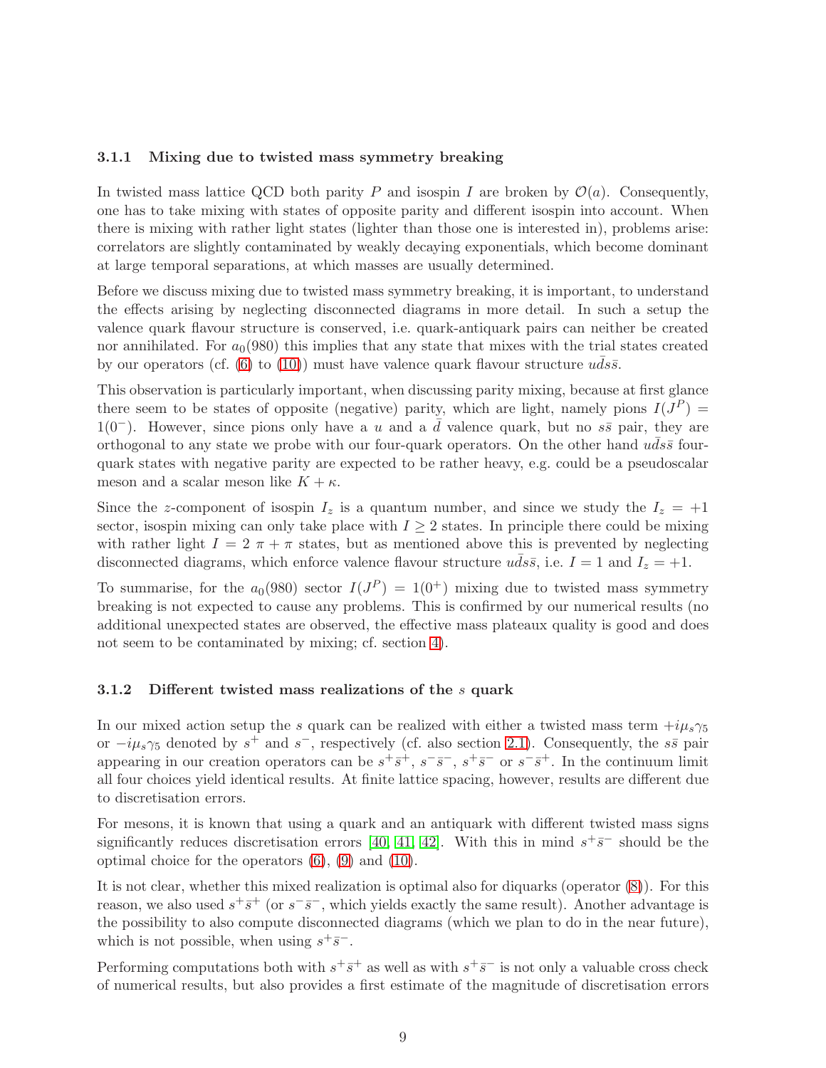### 3.1.1 Mixing due to twisted mass symmetry breaking

In twisted mass lattice QCD both parity $P$ and isospin $I$ are broken by $\mathcal{O}(a)$. Consequently, one has to take mixing with states of opposite parity and different isospin into account. When there is mixing with rather light states (lighter than those one is interested in), problems arise: correlators are slightly contaminated by weakly decaying exponentials, which become dominant at large temporal separations, at which masses are usually determined.

Before we discuss mixing due to twisted mass symmetry breaking, it is important, to understand the effects arising by neglecting disconnected diagrams in more detail. In such a setup the valence quark flavour structure is conserved, i.e. quark-antiquark pairs can neither be created nor annihilated. For $a_0(980)$ this implies that any state that mixes with the trial states created by our operators (cf. (6) to (10)) must have valence quark flavour structure $u\bar{d}s\bar{s}$.

This observation is particularly important, when discussing parity mixing, because at first glance there seem to be states of opposite (negative) parity, which are light, namely pions $I(J^P) = 1(0^-)$. However, since pions only have a $u$ and a $\bar{d}$ valence quark, but no $s\bar{s}$ pair, they are orthogonal to any state we probe with our four-quark operators. On the other hand $u\bar{d}s\bar{s}$ four-quark states with negative parity are expected to be rather heavy, e.g. could be a pseudoscalar meson and a scalar meson like $K + \kappa$.

Since the $z$-component of isospin $I_z$ is a quantum number, and since we study the $I_z = +1$ sector, isospin mixing can only take place with $I \geq 2$ states. In principle there could be mixing with rather light $I = 2$ $\pi + \pi$ states, but as mentioned above this is prevented by neglecting disconnected diagrams, which enforce valence flavour structure $u\bar{d}s\bar{s}$, i.e. $I = 1$ and $I_z = +1$.

To summarise, for the $a_0(980)$ sector $I(J^P) = 1(0^+)$ mixing due to twisted mass symmetry breaking is not expected to cause any problems. This is confirmed by our numerical results (no additional unexpected states are observed, the effective mass plateaux quality is good and does not seem to be contaminated by mixing; cf. section 4).

### 3.1.2 Different twisted mass realizations of the $s$ quark

In our mixed action setup the $s$ quark can be realized with either a twisted mass term $+i\mu_s\gamma_5$ or $-i\mu_s\gamma_5$ denoted by $s^+$ and $s^-$, respectively (cf. also section 2.1). Consequently, the $s\bar{s}$ pair appearing in our creation operators can be $s^+\bar{s}^+$, $s^-\bar{s}^-$, $s^+\bar{s}^-$ or $s^-\bar{s}^+$. In the continuum limit all four choices yield identical results. At finite lattice spacing, however, results are different due to discretisation errors.

For mesons, it is known that using a quark and an antiquark with different twisted mass signs significantly reduces discretisation errors [40, 41, 42]. With this in mind $s^+\bar{s}^-$ should be the optimal choice for the operators (6), (9) and (10).

It is not clear, whether this mixed realization is optimal also for diquarks (operator (8)). For this reason, we also used $s^+\bar{s}^+$ (or $s^-\bar{s}^-$, which yields exactly the same result). Another advantage is the possibility to also compute disconnected diagrams (which we plan to do in the near future), which is not possible, when using $s^+\bar{s}^-$.

Performing computations both with $s^+\bar{s}^+$ as well as with $s^+\bar{s}^-$ is not only a valuable cross check of numerical results, but also provides a first estimate of the magnitude of discretisation errors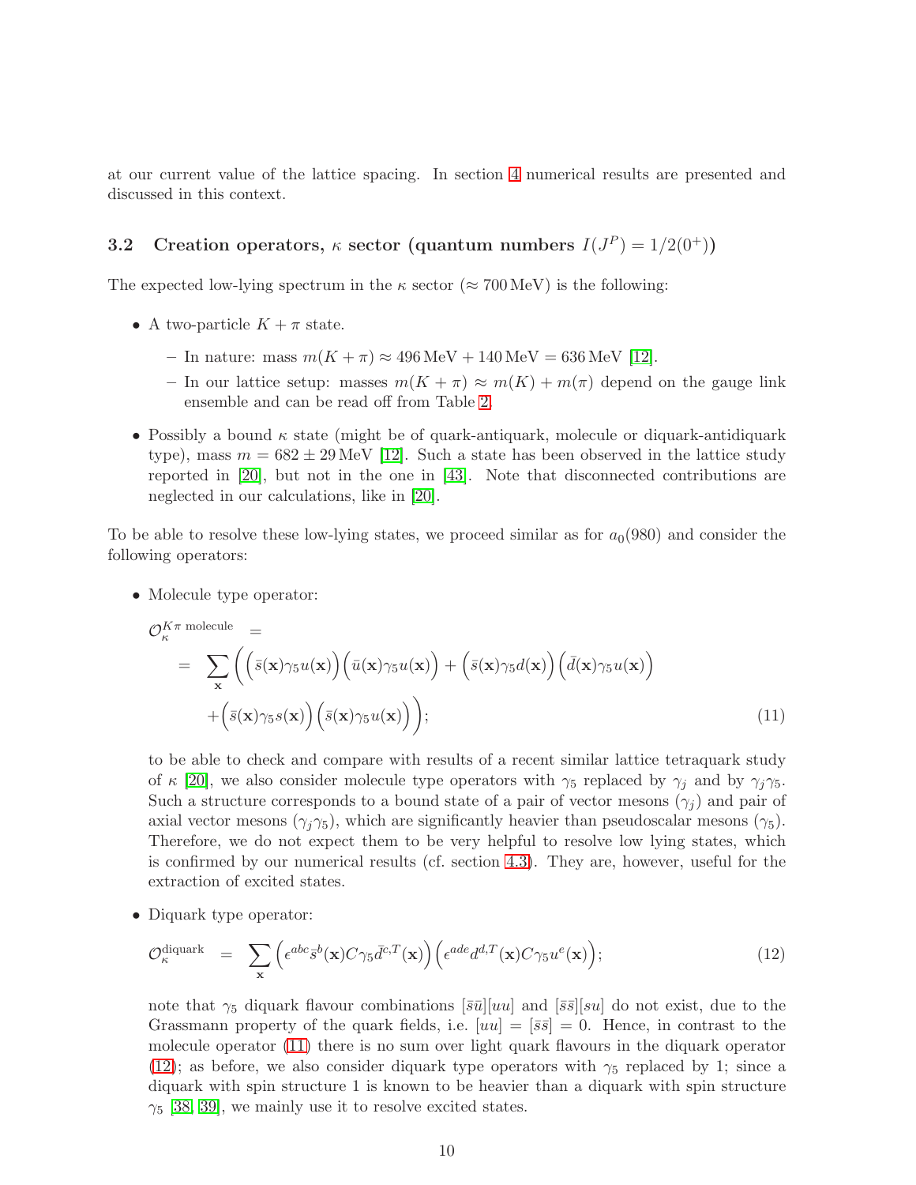at our current value of the lattice spacing. In section 4 numerical results are presented and discussed in this context.

### 3.2 Creation operators, $\kappa$ sector (quantum numbers $I(J^P) = 1/2(0^+)$)

The expected low-lying spectrum in the $\kappa$ sector ($\approx 700\,\mathrm{MeV}$) is the following:

- A two-particle $K + \pi$ state.
  - In nature: mass $m(K + \pi) \approx 496\,\mathrm{MeV} + 140\,\mathrm{MeV} = 636\,\mathrm{MeV}$ [12].
  - In our lattice setup: masses $m(K + \pi) \approx m(K) + m(\pi)$ depend on the gauge link ensemble and can be read off from Table 2.
- Possibly a bound $\kappa$ state (might be of quark-antiquark, molecule or diquark-antidiquark type), mass $m = 682 \pm 29\,\mathrm{MeV}$ [12]. Such a state has been observed in the lattice study reported in [20], but not in the one in [43]. Note that disconnected contributions are neglected in our calculations, like in [20].

To be able to resolve these low-lying states, we proceed similar as for $a_0(980)$ and consider the following operators:

- Molecule type operator:

$$
\begin{aligned}
\mathcal{O}_\kappa^{K\pi \text{ molecule}} &= \\
&= \sum_{\mathbf{x}} \bigg( \Big(\bar{s}(\mathbf{x})\gamma_5 u(\mathbf{x})\Big)\Big(\bar{u}(\mathbf{x})\gamma_5 u(\mathbf{x})\Big) + \Big(\bar{s}(\mathbf{x})\gamma_5 d(\mathbf{x})\Big)\Big(\bar{d}(\mathbf{x})\gamma_5 u(\mathbf{x})\Big) \\
&\quad + \Big(\bar{s}(\mathbf{x})\gamma_5 s(\mathbf{x})\Big)\Big(\bar{s}(\mathbf{x})\gamma_5 u(\mathbf{x})\Big)\bigg);
\end{aligned}
\tag{11}
$$

  to be able to check and compare with results of a recent similar lattice tetraquark study of $\kappa$ [20], we also consider molecule type operators with $\gamma_5$ replaced by $\gamma_j$ and by $\gamma_j\gamma_5$. Such a structure corresponds to a bound state of a pair of vector mesons ($\gamma_j$) and pair of axial vector mesons ($\gamma_j\gamma_5$), which are significantly heavier than pseudoscalar mesons ($\gamma_5$). Therefore, we do not expect them to be very helpful to resolve low lying states, which is confirmed by our numerical results (cf. section 4.3). They are, however, useful for the extraction of excited states.

- Diquark type operator:

$$
\mathcal{O}_\kappa^{\text{diquark}} = \sum_{\mathbf{x}} \Big(\epsilon^{abc}\bar{s}^b(\mathbf{x})C\gamma_5\bar{d}^{c,T}(\mathbf{x})\Big)\Big(\epsilon^{ade}d^{d,T}(\mathbf{x})C\gamma_5 u^e(\mathbf{x})\Big);
\tag{12}
$$

  note that $\gamma_5$ diquark flavour combinations $[\bar{s}\bar{u}][uu]$ and $[\bar{s}\bar{s}][su]$ do not exist, due to the Grassmann property of the quark fields, i.e. $[uu] = [\bar{s}\bar{s}] = 0$. Hence, in contrast to the molecule operator (11) there is no sum over light quark flavours in the diquark operator (12); as before, we also consider diquark type operators with $\gamma_5$ replaced by 1; since a diquark with spin structure 1 is known to be heavier than a diquark with spin structure $\gamma_5$ [38, 39], we mainly use it to resolve excited states.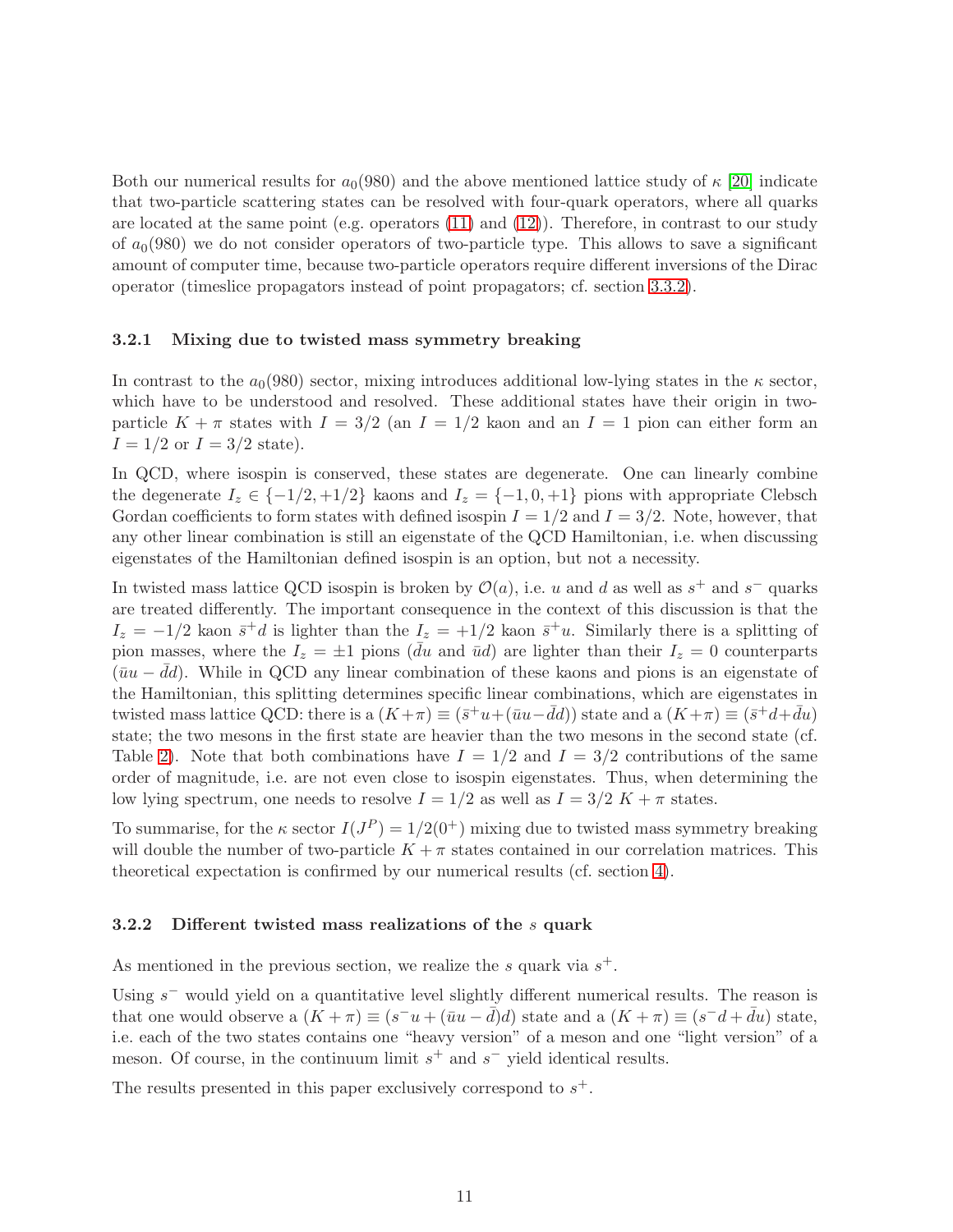Both our numerical results for $a_0(980)$ and the above mentioned lattice study of $\kappa$ [20] indicate that two-particle scattering states can be resolved with four-quark operators, where all quarks are located at the same point (e.g. operators (11) and (12)). Therefore, in contrast to our study of $a_0(980)$ we do not consider operators of two-particle type. This allows to save a significant amount of computer time, because two-particle operators require different inversions of the Dirac operator (timeslice propagators instead of point propagators; cf. section 3.3.2).

### 3.2.1 Mixing due to twisted mass symmetry breaking

In contrast to the $a_0(980)$ sector, mixing introduces additional low-lying states in the $\kappa$ sector, which have to be understood and resolved. These additional states have their origin in two-particle $K + \pi$ states with $I = 3/2$ (an $I = 1/2$ kaon and an $I = 1$ pion can either form an $I = 1/2$ or $I = 3/2$ state).

In QCD, where isospin is conserved, these states are degenerate. One can linearly combine the degenerate $I_z \in \{-1/2, +1/2\}$ kaons and $I_z = \{-1, 0, +1\}$ pions with appropriate Clebsch Gordan coefficients to form states with defined isospin $I = 1/2$ and $I = 3/2$. Note, however, that any other linear combination is still an eigenstate of the QCD Hamiltonian, i.e. when discussing eigenstates of the Hamiltonian defined isospin is an option, but not a necessity.

In twisted mass lattice QCD isospin is broken by $\mathcal{O}(a)$, i.e. $u$ and $d$ as well as $s^+$ and $s^-$ quarks are treated differently. The important consequence in the context of this discussion is that the $I_z = -1/2$ kaon $\bar{s}^+ d$ is lighter than the $I_z = +1/2$ kaon $\bar{s}^+ u$. Similarly there is a splitting of pion masses, where the $I_z = \pm 1$ pions ($\bar{d}u$ and $\bar{u}d$) are lighter than their $I_z = 0$ counterparts ($\bar{u}u - \bar{d}d$). While in QCD any linear combination of these kaons and pions is an eigenstate of the Hamiltonian, this splitting determines specific linear combinations, which are eigenstates in twisted mass lattice QCD: there is a $(K+\pi) \equiv (\bar{s}^+ u + (\bar{u}u - \bar{d}d))$ state and a $(K+\pi) \equiv (\bar{s}^+ d + \bar{d}u)$ state; the two mesons in the first state are heavier than the two mesons in the second state (cf. Table 2). Note that both combinations have $I = 1/2$ and $I = 3/2$ contributions of the same order of magnitude, i.e. are not even close to isospin eigenstates. Thus, when determining the low lying spectrum, one needs to resolve $I = 1/2$ as well as $I = 3/2$ $K + \pi$ states.

To summarise, for the $\kappa$ sector $I(J^P) = 1/2(0^+)$ mixing due to twisted mass symmetry breaking will double the number of two-particle $K + \pi$ states contained in our correlation matrices. This theoretical expectation is confirmed by our numerical results (cf. section 4).

### 3.2.2 Different twisted mass realizations of the $s$ quark

As mentioned in the previous section, we realize the $s$ quark via $s^+$.

Using $s^-$ would yield on a quantitative level slightly different numerical results. The reason is that one would observe a $(K + \pi) \equiv (s^- u + (\bar{u}u - \bar{d})d)$ state and a $(K + \pi) \equiv (s^- d + \bar{d}u)$ state, i.e. each of the two states contains one "heavy version" of a meson and one "light version" of a meson. Of course, in the continuum limit $s^+$ and $s^-$ yield identical results.

The results presented in this paper exclusively correspond to $s^+$.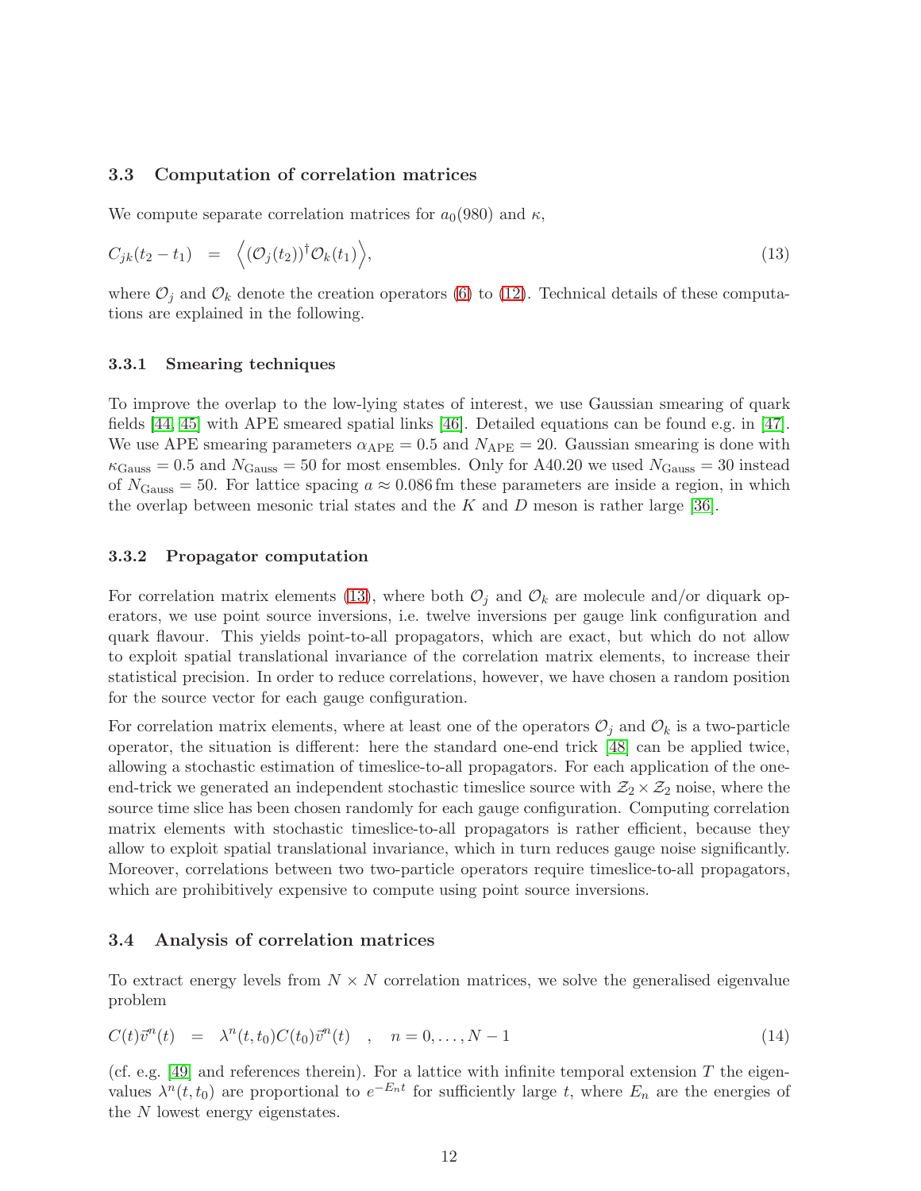### 3.3 Computation of correlation matrices

We compute separate correlation matrices for $a_0(980)$ and $\kappa$,

$$C_{jk}(t_2 - t_1) = \Big\langle (\mathcal{O}_j(t_2))^\dagger \mathcal{O}_k(t_1) \Big\rangle, \tag{13}$$

where $\mathcal{O}_j$ and $\mathcal{O}_k$ denote the creation operators (6) to (12). Technical details of these computations are explained in the following.

#### 3.3.1 Smearing techniques

To improve the overlap to the low-lying states of interest, we use Gaussian smearing of quark fields [44, 45] with APE smeared spatial links [46]. Detailed equations can be found e.g. in [47]. We use APE smearing parameters $\alpha_\mathrm{APE} = 0.5$ and $N_\mathrm{APE} = 20$. Gaussian smearing is done with $\kappa_\mathrm{Gauss} = 0.5$ and $N_\mathrm{Gauss} = 50$ for most ensembles. Only for A40.20 we used $N_\mathrm{Gauss} = 30$ instead of $N_\mathrm{Gauss} = 50$. For lattice spacing $a \approx 0.086\,\mathrm{fm}$ these parameters are inside a region, in which the overlap between mesonic trial states and the $K$ and $D$ meson is rather large [36].

#### 3.3.2 Propagator computation

For correlation matrix elements (13), where both $\mathcal{O}_j$ and $\mathcal{O}_k$ are molecule and/or diquark operators, we use point source inversions, i.e. twelve inversions per gauge link configuration and quark flavour. This yields point-to-all propagators, which are exact, but which do not allow to exploit spatial translational invariance of the correlation matrix elements, to increase their statistical precision. In order to reduce correlations, however, we have chosen a random position for the source vector for each gauge configuration.

For correlation matrix elements, where at least one of the operators $\mathcal{O}_j$ and $\mathcal{O}_k$ is a two-particle operator, the situation is different: here the standard one-end trick [48] can be applied twice, allowing a stochastic estimation of timeslice-to-all propagators. For each application of the one-end-trick we generated an independent stochastic timeslice source with $\mathcal{Z}_2 \times \mathcal{Z}_2$ noise, where the source time slice has been chosen randomly for each gauge configuration. Computing correlation matrix elements with stochastic timeslice-to-all propagators is rather efficient, because they allow to exploit spatial translational invariance, which in turn reduces gauge noise significantly. Moreover, correlations between two two-particle operators require timeslice-to-all propagators, which are prohibitively expensive to compute using point source inversions.

### 3.4 Analysis of correlation matrices

To extract energy levels from $N \times N$ correlation matrices, we solve the generalised eigenvalue problem

$$C(t)\vec{v}^n(t) = \lambda^n(t, t_0) C(t_0) \vec{v}^n(t) \quad , \quad n = 0, \ldots, N-1 \tag{14}$$

(cf. e.g. [49] and references therein). For a lattice with infinite temporal extension $T$ the eigenvalues $\lambda^n(t, t_0)$ are proportional to $e^{-E_n t}$ for sufficiently large $t$, where $E_n$ are the energies of the $N$ lowest energy eigenstates.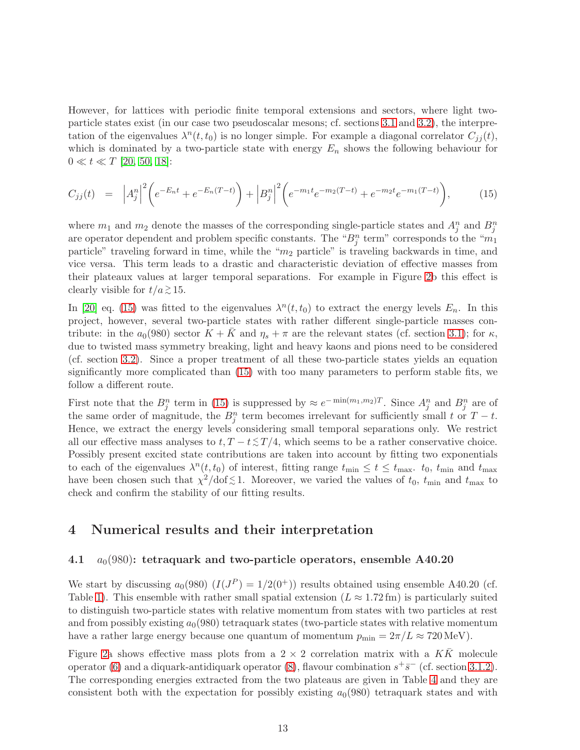However, for lattices with periodic finite temporal extensions and sectors, where light two-particle states exist (in our case two pseudoscalar mesons; cf. sections 3.1 and 3.2), the interpretation of the eigenvalues $\lambda^n(t, t_0)$ is no longer simple. For example a diagonal correlator $C_{jj}(t)$, which is dominated by a two-particle state with energy $E_n$ shows the following behaviour for $0 \ll t \ll T$ [20, 50, 18]:

$$C_{jj}(t) \;\; = \;\; \left|A_j^n\right|^2 \bigg(e^{-E_n t} + e^{-E_n(T-t)}\bigg) + \left|B_j^n\right|^2 \bigg(e^{-m_1 t} e^{-m_2(T-t)} + e^{-m_2 t} e^{-m_1(T-t)}\bigg), \tag{15}$$

where $m_1$ and $m_2$ denote the masses of the corresponding single-particle states and $A_j^n$ and $B_j^n$ are operator dependent and problem specific constants. The "$B_j^n$ term" corresponds to the "$m_1$ particle" traveling forward in time, while the "$m_2$ particle" is traveling backwards in time, and vice versa. This term leads to a drastic and characteristic deviation of effective masses from their plateaux values at larger temporal separations. For example in Figure 2b this effect is clearly visible for $t/a \gtrsim 15$.

In [20] eq. (15) was fitted to the eigenvalues $\lambda^n(t, t_0)$ to extract the energy levels $E_n$. In this project, however, several two-particle states with rather different single-particle masses contribute: in the $a_0(980)$ sector $K + \bar{K}$ and $\eta_s + \pi$ are the relevant states (cf. section 3.1); for $\kappa$, due to twisted mass symmetry breaking, light and heavy kaons and pions need to be considered (cf. section 3.2). Since a proper treatment of all these two-particle states yields an equation significantly more complicated than (15) with too many parameters to perform stable fits, we follow a different route.

First note that the $B_j^n$ term in (15) is suppressed by $\approx e^{-\min(m_1, m_2)T}$. Since $A_j^n$ and $B_j^n$ are of the same order of magnitude, the $B_j^n$ term becomes irrelevant for sufficiently small $t$ or $T - t$. Hence, we extract the energy levels considering small temporal separations only. We restrict all our effective mass analyses to $t, T - t \lesssim T/4$, which seems to be a rather conservative choice. Possibly present excited state contributions are taken into account by fitting two exponentials to each of the eigenvalues $\lambda^n(t, t_0)$ of interest, fitting range $t_\text{min} \leq t \leq t_\text{max}$. $t_0$, $t_\text{min}$ and $t_\text{max}$ have been chosen such that $\chi^2/\text{dof} \lesssim 1$. Moreover, we varied the values of $t_0$, $t_\text{min}$ and $t_\text{max}$ to check and confirm the stability of our fitting results.

## 4 Numerical results and their interpretation

### 4.1 $a_0(980)$: tetraquark and two-particle operators, ensemble A40.20

We start by discussing $a_0(980)$ ($I(J^P) = 1/2(0^+)$) results obtained using ensemble A40.20 (cf. Table 1). This ensemble with rather small spatial extension ($L \approx 1.72\,\text{fm}$) is particularly suited to distinguish two-particle states with relative momentum from states with two particles at rest and from possibly existing $a_0(980)$ tetraquark states (two-particle states with relative momentum have a rather large energy because one quantum of momentum $p_\text{min} = 2\pi/L \approx 720\,\text{MeV}$).

Figure 2a shows effective mass plots from a $2 \times 2$ correlation matrix with a $K\bar{K}$ molecule operator (6) and a diquark-antidiquark operator (8), flavour combination $s^+\bar{s}^-$ (cf. section 3.1.2). The corresponding energies extracted from the two plateaus are given in Table 4 and they are consistent both with the expectation for possibly existing $a_0(980)$ tetraquark states and with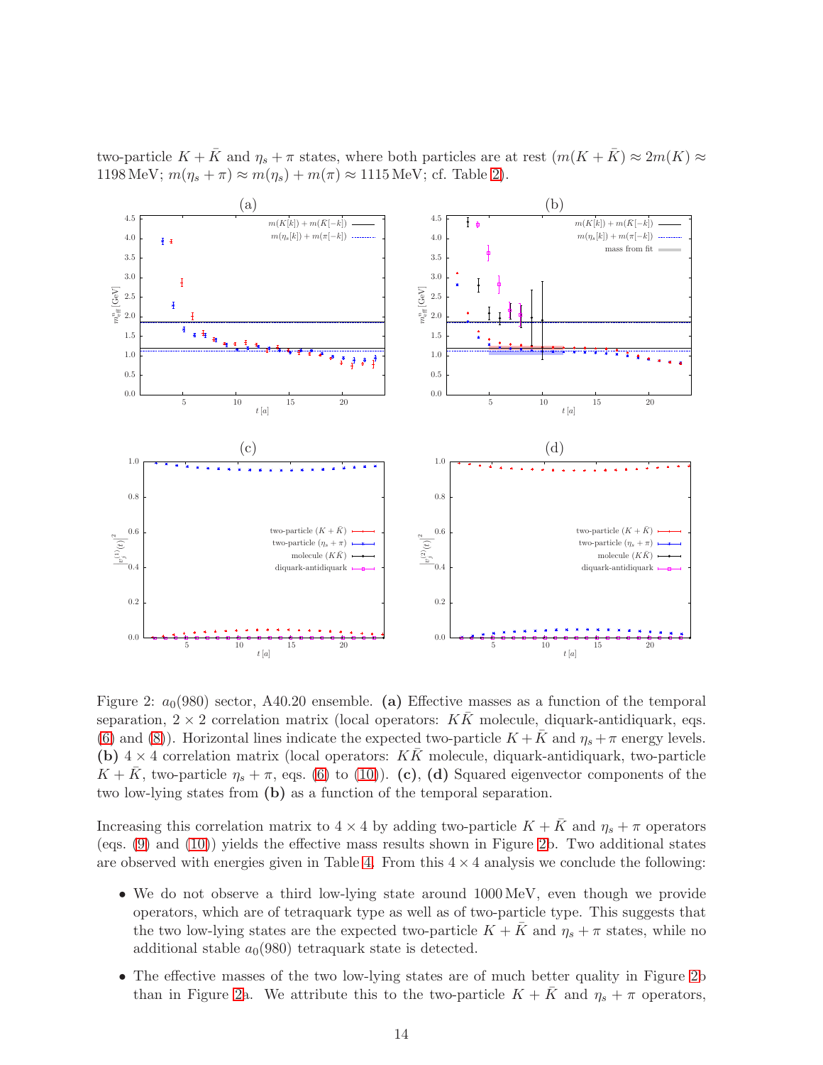two-particle $K + \bar{K}$ and $\eta_s + \pi$ states, where both particles are at rest ($m(K + \bar{K}) \approx 2m(K) \approx 1198\,\text{MeV}$; $m(\eta_s + \pi) \approx m(\eta_s) + m(\pi) \approx 1115\,\text{MeV}$; cf. Table 2).

Figure 2: $a_0(980)$ sector, A40.20 ensemble. **(a)** Effective masses as a function of the temporal separation, $2 \times 2$ correlation matrix (local operators: $K\bar{K}$ molecule, diquark-antidiquark, eqs. (6) and (8)). Horizontal lines indicate the expected two-particle $K + \bar{K}$ and $\eta_s + \pi$ energy levels. **(b)** $4 \times 4$ correlation matrix (local operators: $K\bar{K}$ molecule, diquark-antidiquark, two-particle $K + \bar{K}$, two-particle $\eta_s + \pi$, eqs. (6) to (10)). **(c)**, **(d)** Squared eigenvector components of the two low-lying states from **(b)** as a function of the temporal separation.

Increasing this correlation matrix to $4 \times 4$ by adding two-particle $K + \bar{K}$ and $\eta_s + \pi$ operators (eqs. (9) and (10)) yields the effective mass results shown in Figure 2b. Two additional states are observed with energies given in Table 4. From this $4 \times 4$ analysis we conclude the following:

- We do not observe a third low-lying state around 1000 MeV, even though we provide operators, which are of tetraquark type as well as of two-particle type. This suggests that the two low-lying states are the expected two-particle $K + \bar{K}$ and $\eta_s + \pi$ states, while no additional stable $a_0(980)$ tetraquark state is detected.
- The effective masses of the two low-lying states are of much better quality in Figure 2b than in Figure 2a. We attribute this to the two-particle $K + \bar{K}$ and $\eta_s + \pi$ operators,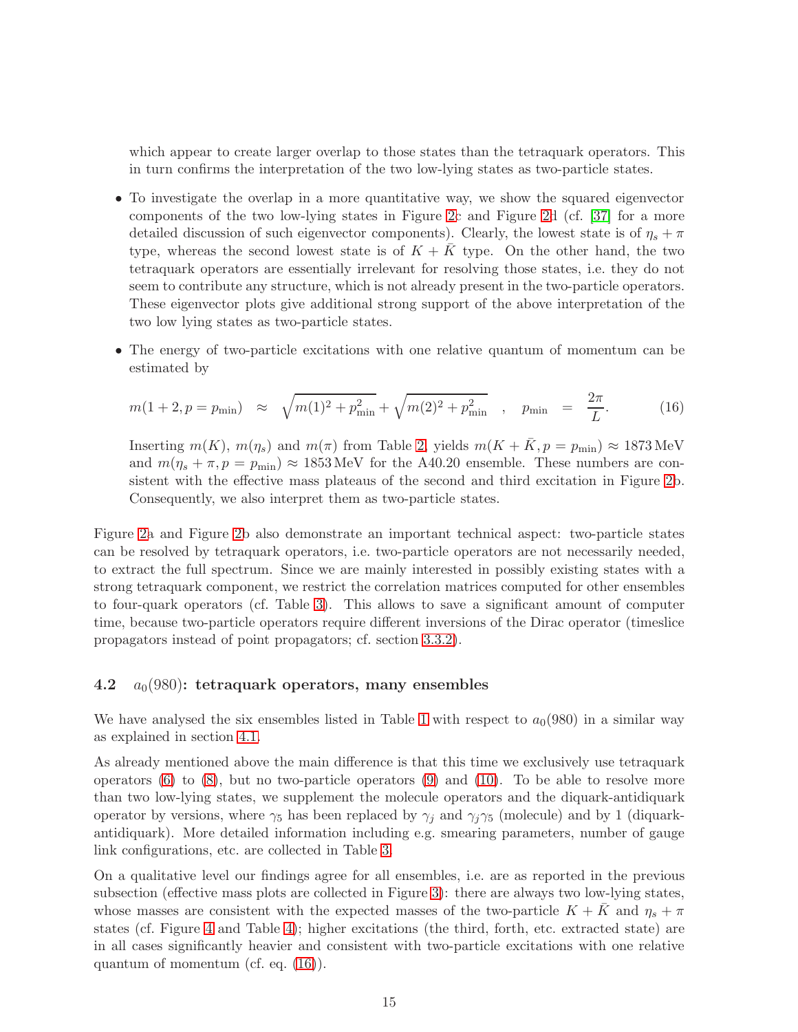which appear to create larger overlap to those states than the tetraquark operators. This in turn confirms the interpretation of the two low-lying states as two-particle states.

- To investigate the overlap in a more quantitative way, we show the squared eigenvector components of the two low-lying states in Figure 2c and Figure 2d (cf. [37] for a more detailed discussion of such eigenvector components). Clearly, the lowest state is of $\eta_s + \pi$ type, whereas the second lowest state is of $K + \bar{K}$ type. On the other hand, the two tetraquark operators are essentially irrelevant for resolving those states, i.e. they do not seem to contribute any structure, which is not already present in the two-particle operators. These eigenvector plots give additional strong support of the above interpretation of the two low lying states as two-particle states.

- The energy of two-particle excitations with one relative quantum of momentum can be estimated by

$$m(1+2, p = p_{\mathrm{min}}) \approx \sqrt{m(1)^2 + p_{\mathrm{min}}^2} + \sqrt{m(2)^2 + p_{\mathrm{min}}^2} \quad , \quad p_{\mathrm{min}} = \frac{2\pi}{L}. \tag{16}$$

  Inserting $m(K)$, $m(\eta_s)$ and $m(\pi)$ from Table 2, yields $m(K + \bar{K}, p = p_{\mathrm{min}}) \approx 1873\,\mathrm{MeV}$ and $m(\eta_s + \pi, p = p_{\mathrm{min}}) \approx 1853\,\mathrm{MeV}$ for the A40.20 ensemble. These numbers are consistent with the effective mass plateaus of the second and third excitation in Figure 2b. Consequently, we also interpret them as two-particle states.

Figure 2a and Figure 2b also demonstrate an important technical aspect: two-particle states can be resolved by tetraquark operators, i.e. two-particle operators are not necessarily needed, to extract the full spectrum. Since we are mainly interested in possibly existing states with a strong tetraquark component, we restrict the correlation matrices computed for other ensembles to four-quark operators (cf. Table 3). This allows to save a significant amount of computer time, because two-particle operators require different inversions of the Dirac operator (timeslice propagators instead of point propagators; cf. section 3.3.2).

## 4.2 $a_0(980)$: tetraquark operators, many ensembles

We have analysed the six ensembles listed in Table 1 with respect to $a_0(980)$ in a similar way as explained in section 4.1.

As already mentioned above the main difference is that this time we exclusively use tetraquark operators (6) to (8), but no two-particle operators (9) and (10). To be able to resolve more than two low-lying states, we supplement the molecule operators and the diquark-antidiquark operator by versions, where $\gamma_5$ has been replaced by $\gamma_j$ and $\gamma_j\gamma_5$ (molecule) and by 1 (diquark-antidiquark). More detailed information including e.g. smearing parameters, number of gauge link configurations, etc. are collected in Table 3.

On a qualitative level our findings agree for all ensembles, i.e. are as reported in the previous subsection (effective mass plots are collected in Figure 3): there are always two low-lying states, whose masses are consistent with the expected masses of the two-particle $K + \bar{K}$ and $\eta_s + \pi$ states (cf. Figure 4 and Table 4); higher excitations (the third, forth, etc. extracted state) are in all cases significantly heavier and consistent with two-particle excitations with one relative quantum of momentum (cf. eq. (16)).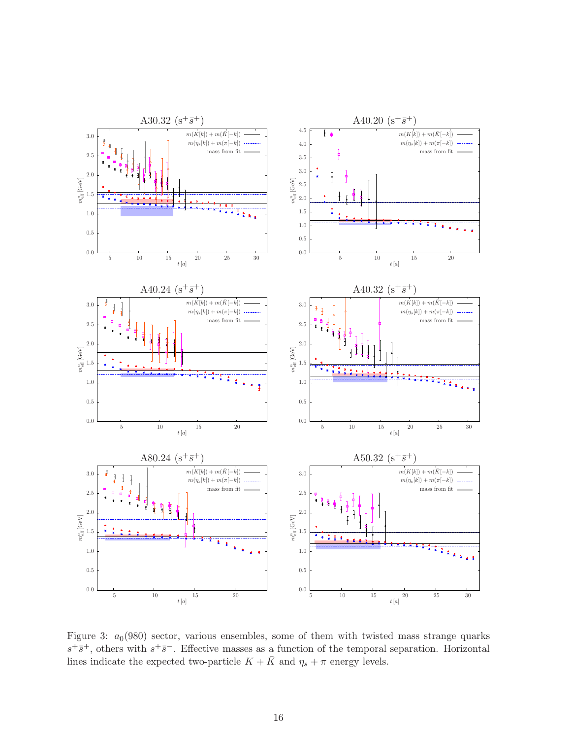Figure 3: $a_0(980)$ sector, various ensembles, some of them with twisted mass strange quarks $s^+\bar{s}^+$, others with $s^+\bar{s}^-$. Effective masses as a function of the temporal separation. Horizontal lines indicate the expected two-particle $K + \bar{K}$ and $\eta_s + \pi$ energy levels.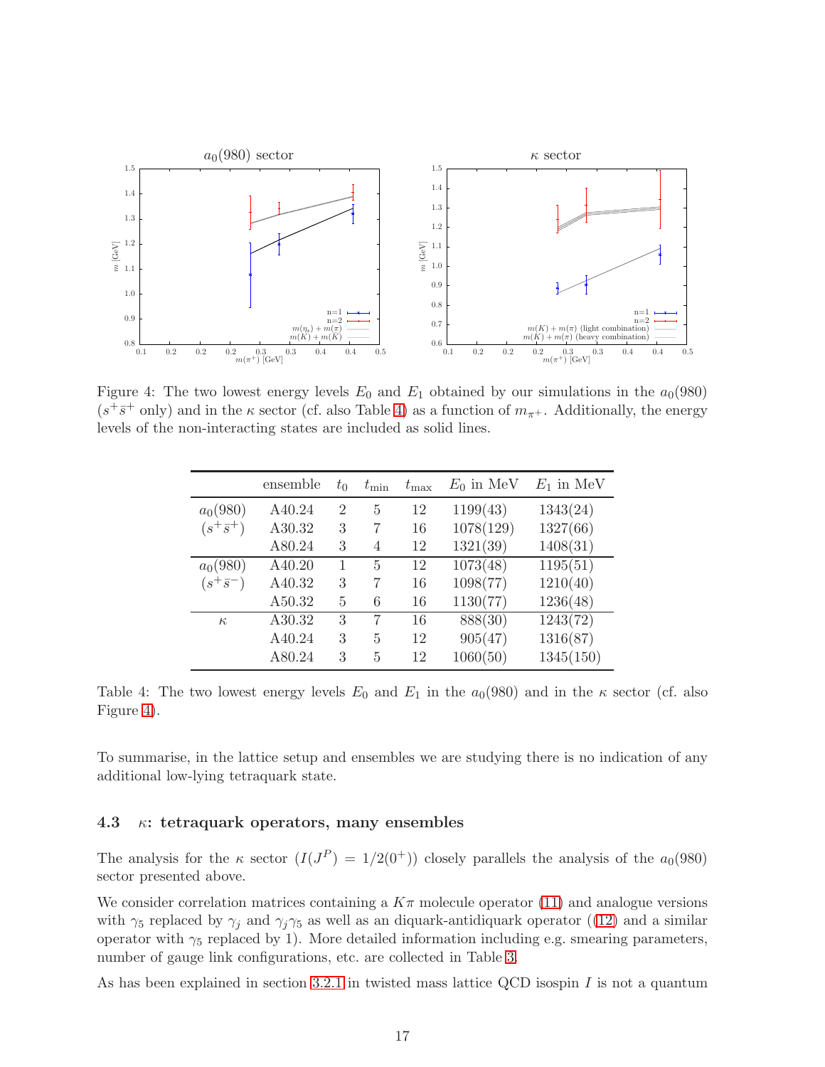Figure 4: The two lowest energy levels $E_0$ and $E_1$ obtained by our simulations in the $a_0(980)$ ($s^+\bar{s}^+$ only) and in the $\kappa$ sector (cf. also Table 4) as a function of $m_{\pi^+}$. Additionally, the energy levels of the non-interacting states are included as solid lines.

| | ensemble | $t_0$ | $t_{\mathrm{min}}$ | $t_{\mathrm{max}}$ | $E_0$ in MeV | $E_1$ in MeV |
|---|---|---|---|---|---|---|
| $a_0(980)$ | A40.24 | 2 | 5 | 12 | 1199(43) | 1343(24) |
| $(s^+\bar{s}^+)$ | A30.32 | 3 | 7 | 16 | 1078(129) | 1327(66) |
| | A80.24 | 3 | 4 | 12 | 1321(39) | 1408(31) |
| $a_0(980)$ | A40.20 | 1 | 5 | 12 | 1073(48) | 1195(51) |
| $(s^+\bar{s}^-)$ | A40.32 | 3 | 7 | 16 | 1098(77) | 1210(40) |
| | A50.32 | 5 | 6 | 16 | 1130(77) | 1236(48) |
| $\kappa$ | A30.32 | 3 | 7 | 16 | 888(30) | 1243(72) |
| | A40.24 | 3 | 5 | 12 | 905(47) | 1316(87) |
| | A80.24 | 3 | 5 | 12 | 1060(50) | 1345(150) |

Table 4: The two lowest energy levels $E_0$ and $E_1$ in the $a_0(980)$ and in the $\kappa$ sector (cf. also Figure 4).

To summarise, in the lattice setup and ensembles we are studying there is no indication of any additional low-lying tetraquark state.

### 4.3 $\kappa$: tetraquark operators, many ensembles

The analysis for the $\kappa$ sector ($I(J^P) = 1/2(0^+)$) closely parallels the analysis of the $a_0(980)$ sector presented above.

We consider correlation matrices containing a $K\pi$ molecule operator (11) and analogue versions with $\gamma_5$ replaced by $\gamma_j$ and $\gamma_j\gamma_5$ as well as an diquark-antidiquark operator ((12) and a similar operator with $\gamma_5$ replaced by 1). More detailed information including e.g. smearing parameters, number of gauge link configurations, etc. are collected in Table 3.

As has been explained in section 3.2.1 in twisted mass lattice QCD isospin $I$ is not a quantum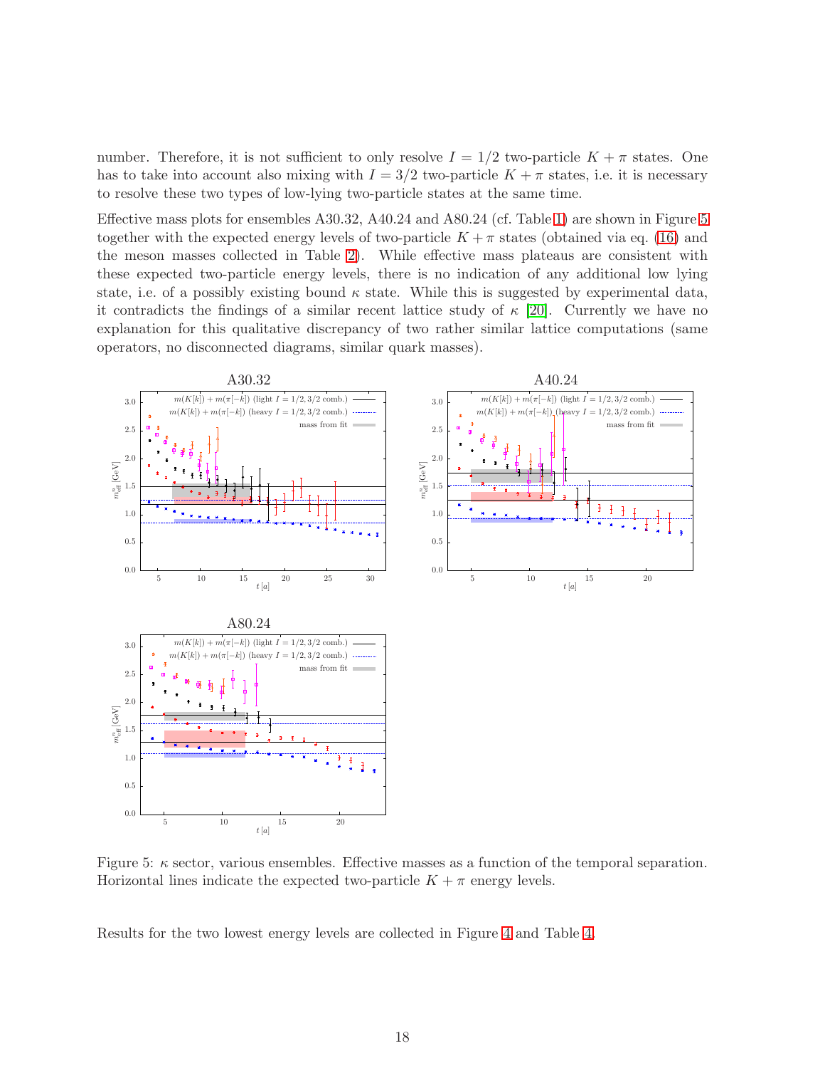number. Therefore, it is not sufficient to only resolve $I = 1/2$ two-particle $K + \pi$ states. One has to take into account also mixing with $I = 3/2$ two-particle $K + \pi$ states, i.e. it is necessary to resolve these two types of low-lying two-particle states at the same time.

Effective mass plots for ensembles A30.32, A40.24 and A80.24 (cf. Table 1) are shown in Figure 5 together with the expected energy levels of two-particle $K + \pi$ states (obtained via eq. (16) and the meson masses collected in Table 2). While effective mass plateaus are consistent with these expected two-particle energy levels, there is no indication of any additional low lying state, i.e. of a possibly existing bound $\kappa$ state. While this is suggested by experimental data, it contradicts the findings of a similar recent lattice study of $\kappa$ [20]. Currently we have no explanation for this qualitative discrepancy of two rather similar lattice computations (same operators, no disconnected diagrams, similar quark masses).

Figure 5: $\kappa$ sector, various ensembles. Effective masses as a function of the temporal separation. Horizontal lines indicate the expected two-particle $K + \pi$ energy levels.

Results for the two lowest energy levels are collected in Figure 4 and Table 4.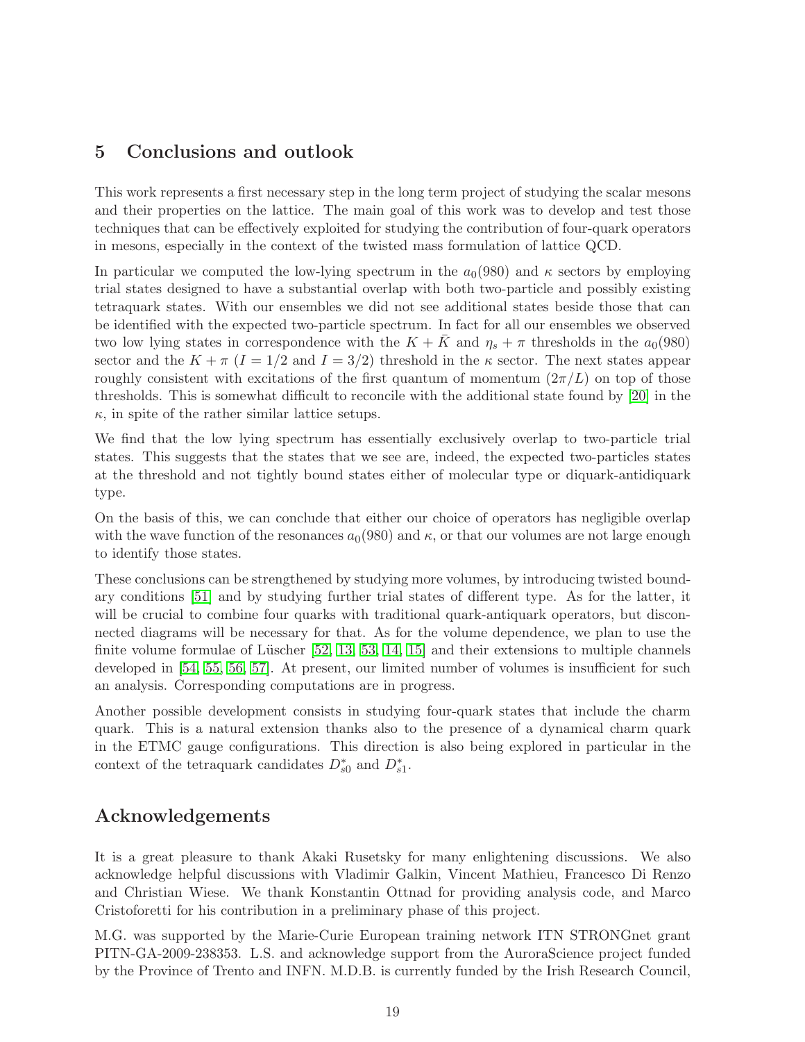## 5 Conclusions and outlook

This work represents a first necessary step in the long term project of studying the scalar mesons and their properties on the lattice. The main goal of this work was to develop and test those techniques that can be effectively exploited for studying the contribution of four-quark operators in mesons, especially in the context of the twisted mass formulation of lattice QCD.

In particular we computed the low-lying spectrum in the $a_0(980)$ and $\kappa$ sectors by employing trial states designed to have a substantial overlap with both two-particle and possibly existing tetraquark states. With our ensembles we did not see additional states beside those that can be identified with the expected two-particle spectrum. In fact for all our ensembles we observed two low lying states in correspondence with the $K + \bar{K}$ and $\eta_s + \pi$ thresholds in the $a_0(980)$ sector and the $K + \pi$ ($I = 1/2$ and $I = 3/2$) threshold in the $\kappa$ sector. The next states appear roughly consistent with excitations of the first quantum of momentum ($2\pi/L$) on top of those thresholds. This is somewhat difficult to reconcile with the additional state found by [20] in the $\kappa$, in spite of the rather similar lattice setups.

We find that the low lying spectrum has essentially exclusively overlap to two-particle trial states. This suggests that the states that we see are, indeed, the expected two-particles states at the threshold and not tightly bound states either of molecular type or diquark-antidiquark type.

On the basis of this, we can conclude that either our choice of operators has negligible overlap with the wave function of the resonances $a_0(980)$ and $\kappa$, or that our volumes are not large enough to identify those states.

These conclusions can be strengthened by studying more volumes, by introducing twisted boundary conditions [51] and by studying further trial states of different type. As for the latter, it will be crucial to combine four quarks with traditional quark-antiquark operators, but disconnected diagrams will be necessary for that. As for the volume dependence, we plan to use the finite volume formulae of Lüscher [52, 13, 53, 14, 15] and their extensions to multiple channels developed in [54, 55, 56, 57]. At present, our limited number of volumes is insufficient for such an analysis. Corresponding computations are in progress.

Another possible development consists in studying four-quark states that include the charm quark. This is a natural extension thanks also to the presence of a dynamical charm quark in the ETMC gauge configurations. This direction is also being explored in particular in the context of the tetraquark candidates $D^*_{s0}$ and $D^*_{s1}$.

## Acknowledgements

It is a great pleasure to thank Akaki Rusetsky for many enlightening discussions. We also acknowledge helpful discussions with Vladimir Galkin, Vincent Mathieu, Francesco Di Renzo and Christian Wiese. We thank Konstantin Ottnad for providing analysis code, and Marco Cristoforetti for his contribution in a preliminary phase of this project.

M.G. was supported by the Marie-Curie European training network ITN STRONGnet grant PITN-GA-2009-238353. L.S. and acknowledge support from the AuroraScience project funded by the Province of Trento and INFN. M.D.B. is currently funded by the Irish Research Council,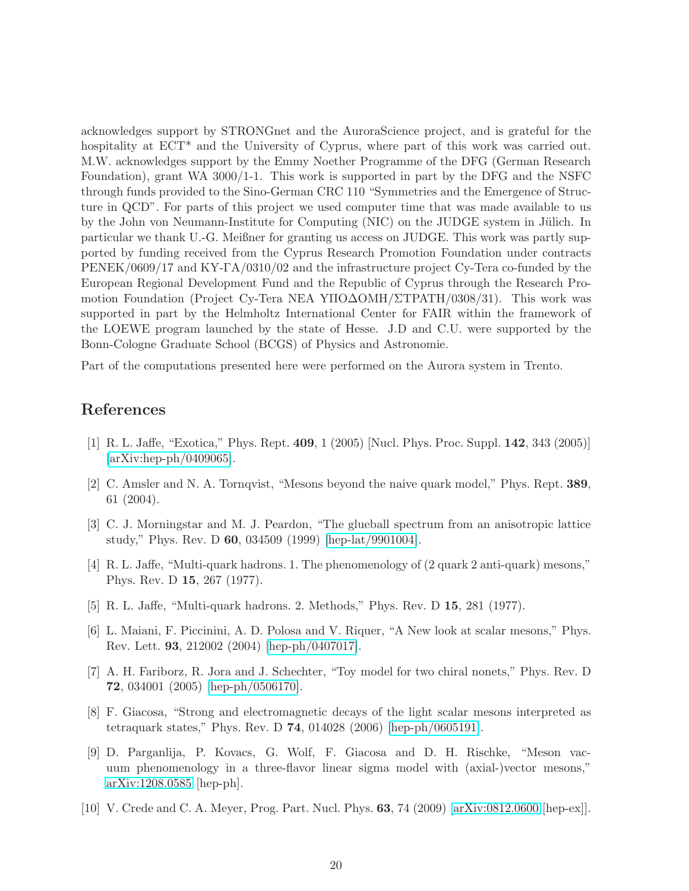acknowledges support by STRONGnet and the AuroraScience project, and is grateful for the hospitality at ECT* and the University of Cyprus, where part of this work was carried out. M.W. acknowledges support by the Emmy Noether Programme of the DFG (German Research Foundation), grant WA 3000/1-1. This work is supported in part by the DFG and the NSFC through funds provided to the Sino-German CRC 110 "Symmetries and the Emergence of Structure in QCD". For parts of this project we used computer time that was made available to us by the John von Neumann-Institute for Computing (NIC) on the JUDGE system in Jülich. In particular we thank U.-G. Meißner for granting us access on JUDGE. This work was partly supported by funding received from the Cyprus Research Promotion Foundation under contracts PENEK/0609/17 and ΚΥ-ΓΑ/0310/02 and the infrastructure project Cy-Tera co-funded by the European Regional Development Fund and the Republic of Cyprus through the Research Promotion Foundation (Project Cy-Tera ΝΕΑ ΥΠΟΔΟΜΗ/ΣΤΡΑΤΗ/0308/31). This work was supported in part by the Helmholtz International Center for FAIR within the framework of the LOEWE program launched by the state of Hesse. J.D and C.U. were supported by the Bonn-Cologne Graduate School (BCGS) of Physics and Astronomie.

Part of the computations presented here were performed on the Aurora system in Trento.

# References

[1] R. L. Jaffe, "Exotica," Phys. Rept. **409**, 1 (2005) [Nucl. Phys. Proc. Suppl. **142**, 343 (2005)] [arXiv:hep-ph/0409065].

[2] C. Amsler and N. A. Tornqvist, "Mesons beyond the naive quark model," Phys. Rept. **389**, 61 (2004).

[3] C. J. Morningstar and M. J. Peardon, "The glueball spectrum from an anisotropic lattice study," Phys. Rev. D **60**, 034509 (1999) [hep-lat/9901004].

[4] R. L. Jaffe, "Multi-quark hadrons. 1. The phenomenology of (2 quark 2 anti-quark) mesons," Phys. Rev. D **15**, 267 (1977).

[5] R. L. Jaffe, "Multi-quark hadrons. 2. Methods," Phys. Rev. D **15**, 281 (1977).

[6] L. Maiani, F. Piccinini, A. D. Polosa and V. Riquer, "A New look at scalar mesons," Phys. Rev. Lett. **93**, 212002 (2004) [hep-ph/0407017].

[7] A. H. Fariborz, R. Jora and J. Schechter, "Toy model for two chiral nonets," Phys. Rev. D **72**, 034001 (2005) [hep-ph/0506170].

[8] F. Giacosa, "Strong and electromagnetic decays of the light scalar mesons interpreted as tetraquark states," Phys. Rev. D **74**, 014028 (2006) [hep-ph/0605191].

[9] D. Parganlija, P. Kovacs, G. Wolf, F. Giacosa and D. H. Rischke, "Meson vacuum phenomenology in a three-flavor linear sigma model with (axial-)vector mesons," arXiv:1208.0585 [hep-ph].

[10] V. Crede and C. A. Meyer, Prog. Part. Nucl. Phys. **63**, 74 (2009) [arXiv:0812.0600 [hep-ex]].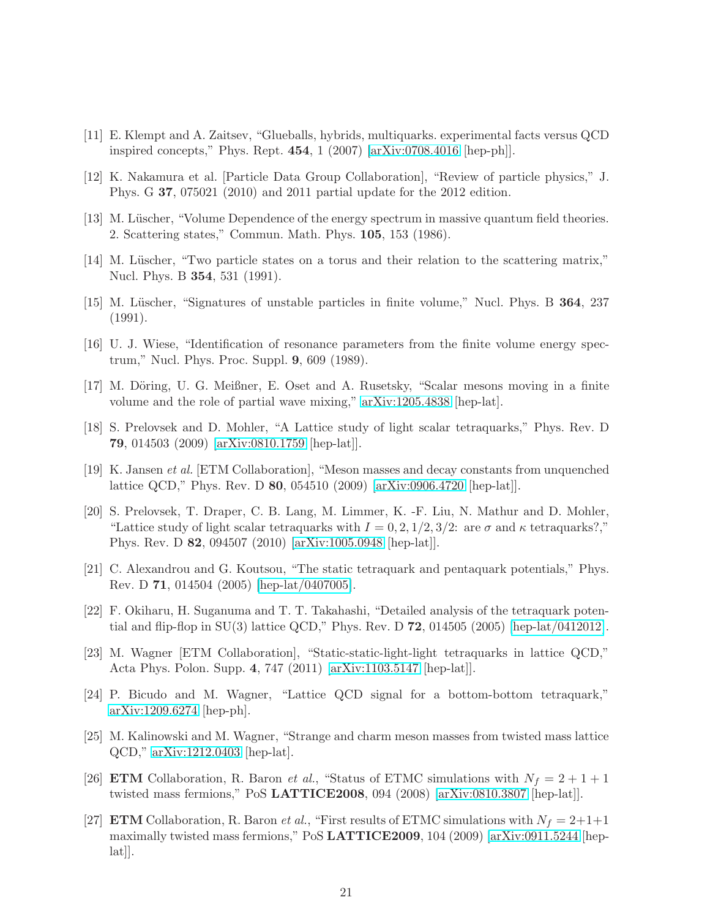[11] E. Klempt and A. Zaitsev, "Glueballs, hybrids, multiquarks. experimental facts versus QCD inspired concepts," Phys. Rept. **454**, 1 (2007) [arXiv:0708.4016 [hep-ph]].

[12] K. Nakamura et al. [Particle Data Group Collaboration], "Review of particle physics," J. Phys. G **37**, 075021 (2010) and 2011 partial update for the 2012 edition.

[13] M. Lüscher, "Volume Dependence of the energy spectrum in massive quantum field theories. 2. Scattering states," Commun. Math. Phys. **105**, 153 (1986).

[14] M. Lüscher, "Two particle states on a torus and their relation to the scattering matrix," Nucl. Phys. B **354**, 531 (1991).

[15] M. Lüscher, "Signatures of unstable particles in finite volume," Nucl. Phys. B **364**, 237 (1991).

[16] U. J. Wiese, "Identification of resonance parameters from the finite volume energy spectrum," Nucl. Phys. Proc. Suppl. **9**, 609 (1989).

[17] M. Döring, U. G. Meißner, E. Oset and A. Rusetsky, "Scalar mesons moving in a finite volume and the role of partial wave mixing," arXiv:1205.4838 [hep-lat].

[18] S. Prelovsek and D. Mohler, "A Lattice study of light scalar tetraquarks," Phys. Rev. D **79**, 014503 (2009) [arXiv:0810.1759 [hep-lat]].

[19] K. Jansen *et al.* [ETM Collaboration], "Meson masses and decay constants from unquenched lattice QCD," Phys. Rev. D **80**, 054510 (2009) [arXiv:0906.4720 [hep-lat]].

[20] S. Prelovsek, T. Draper, C. B. Lang, M. Limmer, K. -F. Liu, N. Mathur and D. Mohler, "Lattice study of light scalar tetraquarks with $I = 0, 2, 1/2, 3/2$: are $\sigma$ and $\kappa$ tetraquarks?," Phys. Rev. D **82**, 094507 (2010) [arXiv:1005.0948 [hep-lat]].

[21] C. Alexandrou and G. Koutsou, "The static tetraquark and pentaquark potentials," Phys. Rev. D **71**, 014504 (2005) [hep-lat/0407005].

[22] F. Okiharu, H. Suganuma and T. T. Takahashi, "Detailed analysis of the tetraquark potential and flip-flop in SU(3) lattice QCD," Phys. Rev. D **72**, 014505 (2005) [hep-lat/0412012].

[23] M. Wagner [ETM Collaboration], "Static-static-light-light tetraquarks in lattice QCD," Acta Phys. Polon. Supp. **4**, 747 (2011) [arXiv:1103.5147 [hep-lat]].

[24] P. Bicudo and M. Wagner, "Lattice QCD signal for a bottom-bottom tetraquark," arXiv:1209.6274 [hep-ph].

[25] M. Kalinowski and M. Wagner, "Strange and charm meson masses from twisted mass lattice QCD," arXiv:1212.0403 [hep-lat].

[26] **ETM** Collaboration, R. Baron *et al.*, "Status of ETMC simulations with $N_f = 2 + 1 + 1$ twisted mass fermions," PoS **LATTICE2008**, 094 (2008) [arXiv:0810.3807 [hep-lat]].

[27] **ETM** Collaboration, R. Baron *et al.*, "First results of ETMC simulations with $N_f = 2+1+1$ maximally twisted mass fermions," PoS **LATTICE2009**, 104 (2009) [arXiv:0911.5244 [hep-lat]].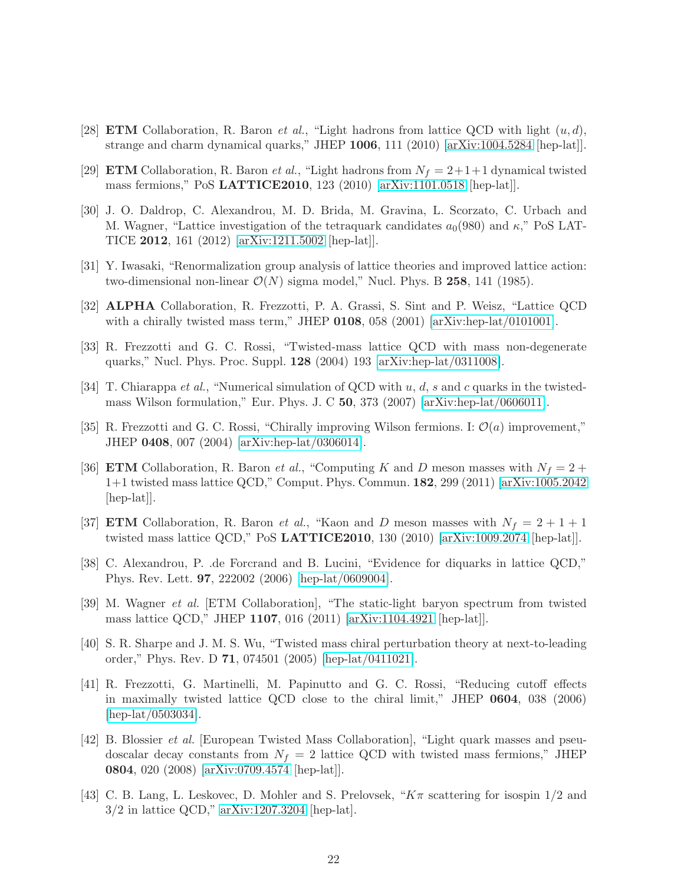[28] **ETM** Collaboration, R. Baron *et al.*, "Light hadrons from lattice QCD with light $(u, d)$, strange and charm dynamical quarks," JHEP **1006**, 111 (2010) [arXiv:1004.5284 [hep-lat]].

[29] **ETM** Collaboration, R. Baron *et al.*, "Light hadrons from $N_f = 2{+}1{+}1$ dynamical twisted mass fermions," PoS **LATTICE2010**, 123 (2010) [arXiv:1101.0518 [hep-lat]].

[30] J. O. Daldrop, C. Alexandrou, M. D. Brida, M. Gravina, L. Scorzato, C. Urbach and M. Wagner, "Lattice investigation of the tetraquark candidates $a_0(980)$ and $\kappa$," PoS LATTICE **2012**, 161 (2012) [arXiv:1211.5002 [hep-lat]].

[31] Y. Iwasaki, "Renormalization group analysis of lattice theories and improved lattice action: two-dimensional non-linear $\mathcal{O}(N)$ sigma model," Nucl. Phys. B **258**, 141 (1985).

[32] **ALPHA** Collaboration, R. Frezzotti, P. A. Grassi, S. Sint and P. Weisz, "Lattice QCD with a chirally twisted mass term," JHEP **0108**, 058 (2001) [arXiv:hep-lat/0101001].

[33] R. Frezzotti and G. C. Rossi, "Twisted-mass lattice QCD with mass non-degenerate quarks," Nucl. Phys. Proc. Suppl. **128** (2004) 193 [arXiv:hep-lat/0311008].

[34] T. Chiarappa *et al.*, "Numerical simulation of QCD with $u$, $d$, $s$ and $c$ quarks in the twisted-mass Wilson formulation," Eur. Phys. J. C **50**, 373 (2007) [arXiv:hep-lat/0606011].

[35] R. Frezzotti and G. C. Rossi, "Chirally improving Wilson fermions. I: $\mathcal{O}(a)$ improvement," JHEP **0408**, 007 (2004) [arXiv:hep-lat/0306014].

[36] **ETM** Collaboration, R. Baron *et al.*, "Computing $K$ and $D$ meson masses with $N_f = 2 + 1{+}1$ twisted mass lattice QCD," Comput. Phys. Commun. **182**, 299 (2011) [arXiv:1005.2042 [hep-lat]].

[37] **ETM** Collaboration, R. Baron *et al.*, "Kaon and $D$ meson masses with $N_f = 2 + 1 + 1$ twisted mass lattice QCD," PoS **LATTICE2010**, 130 (2010) [arXiv:1009.2074 [hep-lat]].

[38] C. Alexandrou, P. .de Forcrand and B. Lucini, "Evidence for diquarks in lattice QCD," Phys. Rev. Lett. **97**, 222002 (2006) [hep-lat/0609004].

[39] M. Wagner *et al.* [ETM Collaboration], "The static-light baryon spectrum from twisted mass lattice QCD," JHEP **1107**, 016 (2011) [arXiv:1104.4921 [hep-lat]].

[40] S. R. Sharpe and J. M. S. Wu, "Twisted mass chiral perturbation theory at next-to-leading order," Phys. Rev. D **71**, 074501 (2005) [hep-lat/0411021].

[41] R. Frezzotti, G. Martinelli, M. Papinutto and G. C. Rossi, "Reducing cutoff effects in maximally twisted lattice QCD close to the chiral limit," JHEP **0604**, 038 (2006) [hep-lat/0503034].

[42] B. Blossier *et al.* [European Twisted Mass Collaboration], "Light quark masses and pseudoscalar decay constants from $N_f = 2$ lattice QCD with twisted mass fermions," JHEP **0804**, 020 (2008) [arXiv:0709.4574 [hep-lat]].

[43] C. B. Lang, L. Leskovec, D. Mohler and S. Prelovsek, "$K\pi$ scattering for isospin 1/2 and 3/2 in lattice QCD," arXiv:1207.3204 [hep-lat].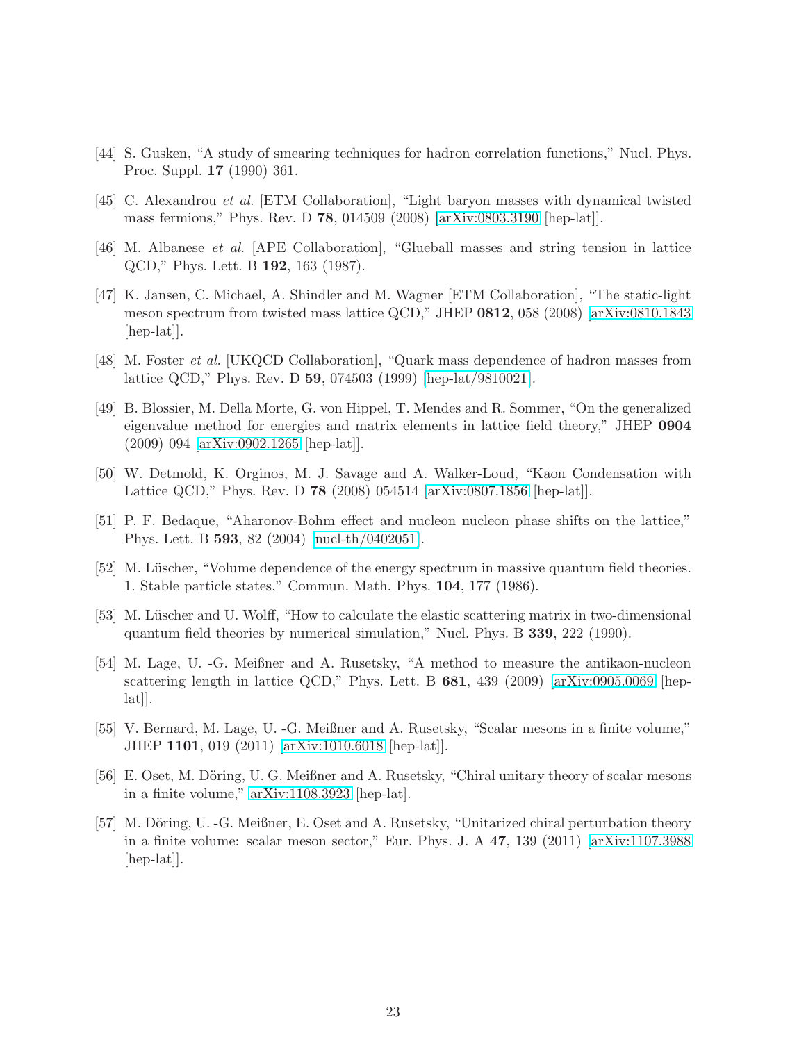[44] S. Gusken, "A study of smearing techniques for hadron correlation functions," Nucl. Phys. Proc. Suppl. **17** (1990) 361.

[45] C. Alexandrou *et al.* [ETM Collaboration], "Light baryon masses with dynamical twisted mass fermions," Phys. Rev. D **78**, 014509 (2008) [arXiv:0803.3190 [hep-lat]].

[46] M. Albanese *et al.* [APE Collaboration], "Glueball masses and string tension in lattice QCD," Phys. Lett. B **192**, 163 (1987).

[47] K. Jansen, C. Michael, A. Shindler and M. Wagner [ETM Collaboration], "The static-light meson spectrum from twisted mass lattice QCD," JHEP **0812**, 058 (2008) [arXiv:0810.1843 [hep-lat]].

[48] M. Foster *et al.* [UKQCD Collaboration], "Quark mass dependence of hadron masses from lattice QCD," Phys. Rev. D **59**, 074503 (1999) [hep-lat/9810021].

[49] B. Blossier, M. Della Morte, G. von Hippel, T. Mendes and R. Sommer, "On the generalized eigenvalue method for energies and matrix elements in lattice field theory," JHEP **0904** (2009) 094 [arXiv:0902.1265 [hep-lat]].

[50] W. Detmold, K. Orginos, M. J. Savage and A. Walker-Loud, "Kaon Condensation with Lattice QCD," Phys. Rev. D **78** (2008) 054514 [arXiv:0807.1856 [hep-lat]].

[51] P. F. Bedaque, "Aharonov-Bohm effect and nucleon nucleon phase shifts on the lattice," Phys. Lett. B **593**, 82 (2004) [nucl-th/0402051].

[52] M. Lüscher, "Volume dependence of the energy spectrum in massive quantum field theories. 1. Stable particle states," Commun. Math. Phys. **104**, 177 (1986).

[53] M. Lüscher and U. Wolff, "How to calculate the elastic scattering matrix in two-dimensional quantum field theories by numerical simulation," Nucl. Phys. B **339**, 222 (1990).

[54] M. Lage, U. -G. Meißner and A. Rusetsky, "A method to measure the antikaon-nucleon scattering length in lattice QCD," Phys. Lett. B **681**, 439 (2009) [arXiv:0905.0069 [hep-lat]].

[55] V. Bernard, M. Lage, U. -G. Meißner and A. Rusetsky, "Scalar mesons in a finite volume," JHEP **1101**, 019 (2011) [arXiv:1010.6018 [hep-lat]].

[56] E. Oset, M. Döring, U. G. Meißner and A. Rusetsky, "Chiral unitary theory of scalar mesons in a finite volume," arXiv:1108.3923 [hep-lat].

[57] M. Döring, U. -G. Meißner, E. Oset and A. Rusetsky, "Unitarized chiral perturbation theory in a finite volume: scalar meson sector," Eur. Phys. J. A **47**, 139 (2011) [arXiv:1107.3988 [hep-lat]].